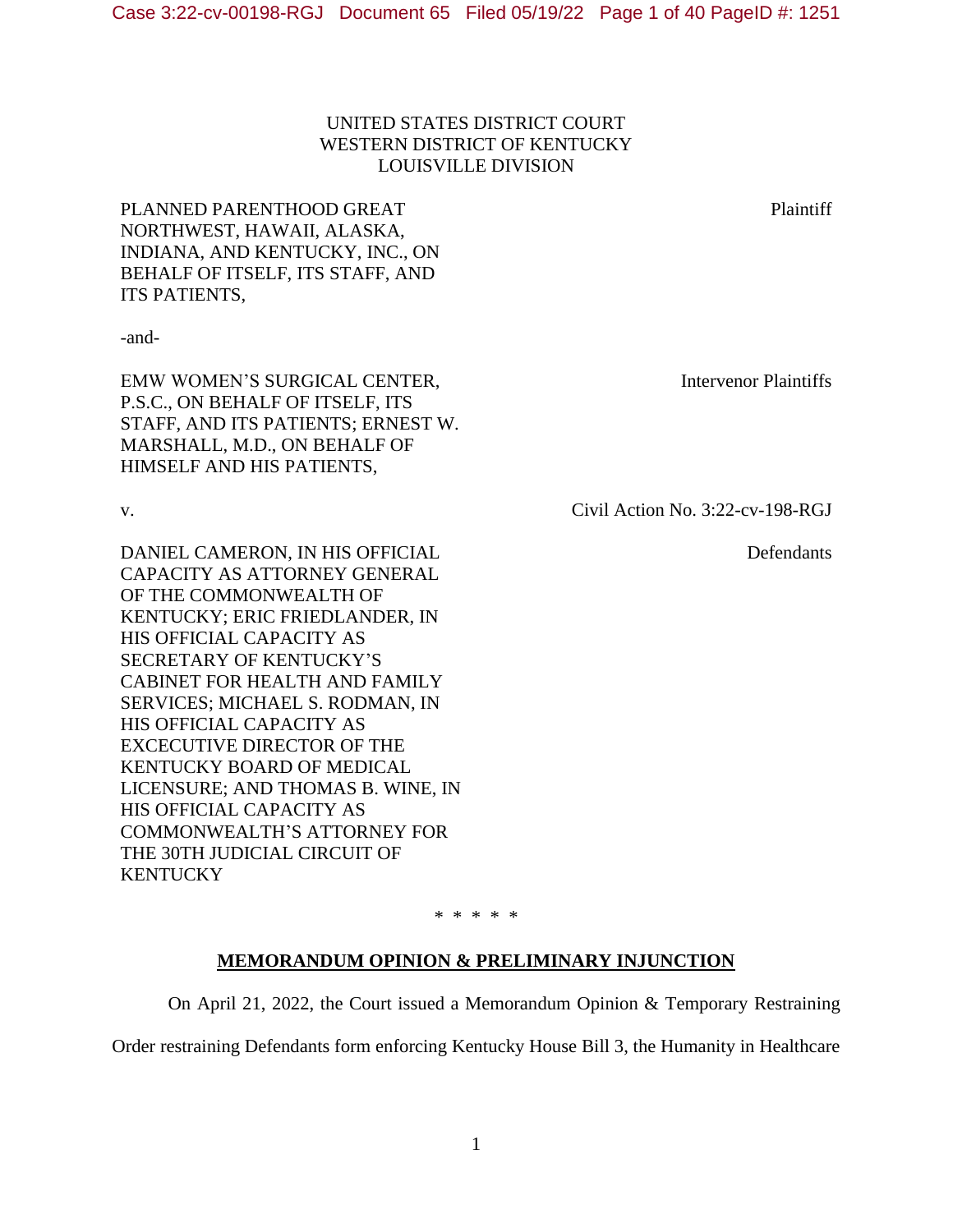UNITED STATES DISTRICT COURT
WESTERN DISTRICT OF KENTUCKY
LOUISVILLE DIVISION

PLANNED PARENTHOOD GREAT NORTHWEST, HAWAII, ALASKA, INDIANA, AND KENTUCKY, INC., ON BEHALF OF ITSELF, ITS STAFF, AND ITS PATIENTS, — Plaintiff

-and-

EMW WOMEN'S SURGICAL CENTER, P.S.C., ON BEHALF OF ITSELF, ITS STAFF, AND ITS PATIENTS; ERNEST W. MARSHALL, M.D., ON BEHALF OF HIMSELF AND HIS PATIENTS, — Intervenor Plaintiffs

v. — Civil Action No. 3:22-cv-198-RGJ

DANIEL CAMERON, IN HIS OFFICIAL CAPACITY AS ATTORNEY GENERAL OF THE COMMONWEALTH OF KENTUCKY; ERIC FRIEDLANDER, IN HIS OFFICIAL CAPACITY AS SECRETARY OF KENTUCKY'S CABINET FOR HEALTH AND FAMILY SERVICES; MICHAEL S. RODMAN, IN HIS OFFICIAL CAPACITY AS EXCECUTIVE DIRECTOR OF THE KENTUCKY BOARD OF MEDICAL LICENSURE; AND THOMAS B. WINE, IN HIS OFFICIAL CAPACITY AS COMMONWEALTH'S ATTORNEY FOR THE 30TH JUDICIAL CIRCUIT OF KENTUCKY — Defendants

\* \* \* \* \*

## **MEMORANDUM OPINION & PRELIMINARY INJUNCTION**

On April 21, 2022, the Court issued a Memorandum Opinion & Temporary Restraining Order restraining Defendants form enforcing Kentucky House Bill 3, the Humanity in Healthcare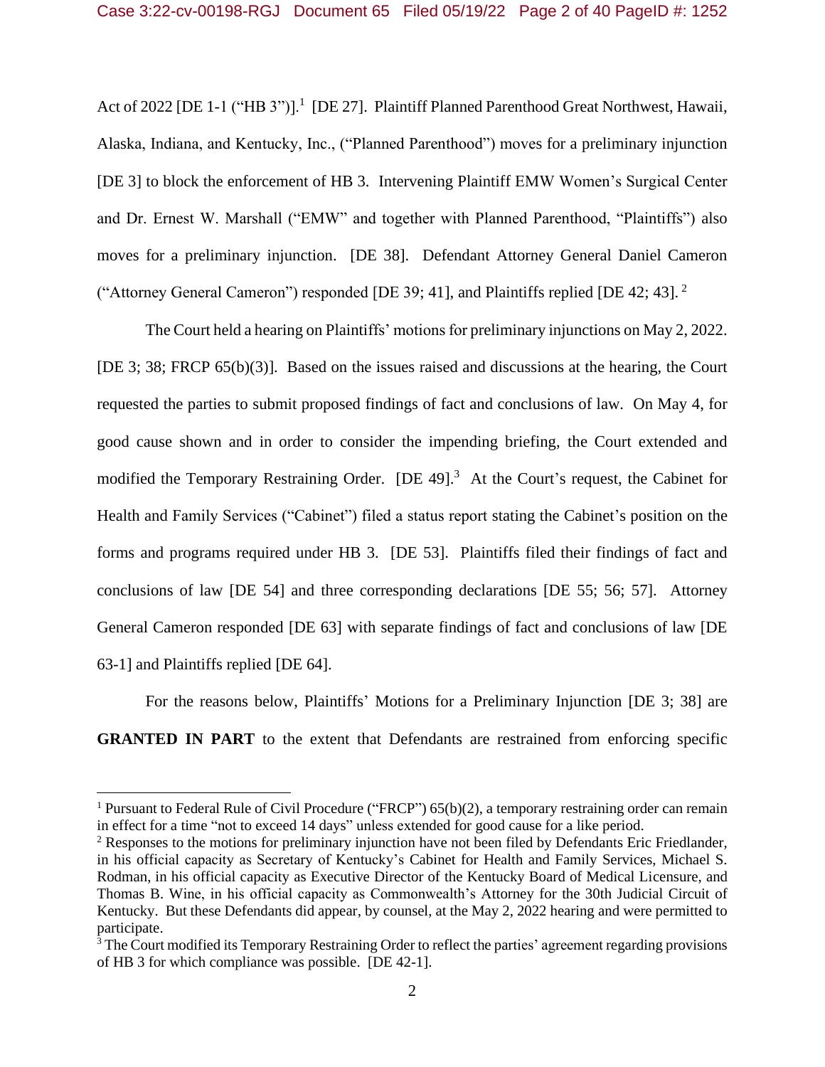Act of 2022 [DE 1-1 ("HB 3")].[1] [DE 27]. Plaintiff Planned Parenthood Great Northwest, Hawaii, Alaska, Indiana, and Kentucky, Inc., ("Planned Parenthood") moves for a preliminary injunction [DE 3] to block the enforcement of HB 3. Intervening Plaintiff EMW Women's Surgical Center and Dr. Ernest W. Marshall ("EMW" and together with Planned Parenthood, "Plaintiffs") also moves for a preliminary injunction. [DE 38]. Defendant Attorney General Daniel Cameron ("Attorney General Cameron") responded [DE 39; 41], and Plaintiffs replied [DE 42; 43].[2]

The Court held a hearing on Plaintiffs' motions for preliminary injunctions on May 2, 2022. [DE 3; 38; FRCP 65(b)(3)]. Based on the issues raised and discussions at the hearing, the Court requested the parties to submit proposed findings of fact and conclusions of law. On May 4, for good cause shown and in order to consider the impending briefing, the Court extended and modified the Temporary Restraining Order. [DE 49].[3] At the Court's request, the Cabinet for Health and Family Services ("Cabinet") filed a status report stating the Cabinet's position on the forms and programs required under HB 3. [DE 53]. Plaintiffs filed their findings of fact and conclusions of law [DE 54] and three corresponding declarations [DE 55; 56; 57]. Attorney General Cameron responded [DE 63] with separate findings of fact and conclusions of law [DE 63-1] and Plaintiffs replied [DE 64].

For the reasons below, Plaintiffs' Motions for a Preliminary Injunction [DE 3; 38] are **GRANTED IN PART** to the extent that Defendants are restrained from enforcing specific

---

[1] Pursuant to Federal Rule of Civil Procedure ("FRCP") 65(b)(2), a temporary restraining order can remain in effect for a time "not to exceed 14 days" unless extended for good cause for a like period.

[2] Responses to the motions for preliminary injunction have not been filed by Defendants Eric Friedlander, in his official capacity as Secretary of Kentucky's Cabinet for Health and Family Services, Michael S. Rodman, in his official capacity as Executive Director of the Kentucky Board of Medical Licensure, and Thomas B. Wine, in his official capacity as Commonwealth's Attorney for the 30th Judicial Circuit of Kentucky. But these Defendants did appear, by counsel, at the May 2, 2022 hearing and were permitted to participate.

[3] The Court modified its Temporary Restraining Order to reflect the parties' agreement regarding provisions of HB 3 for which compliance was possible. [DE 42-1].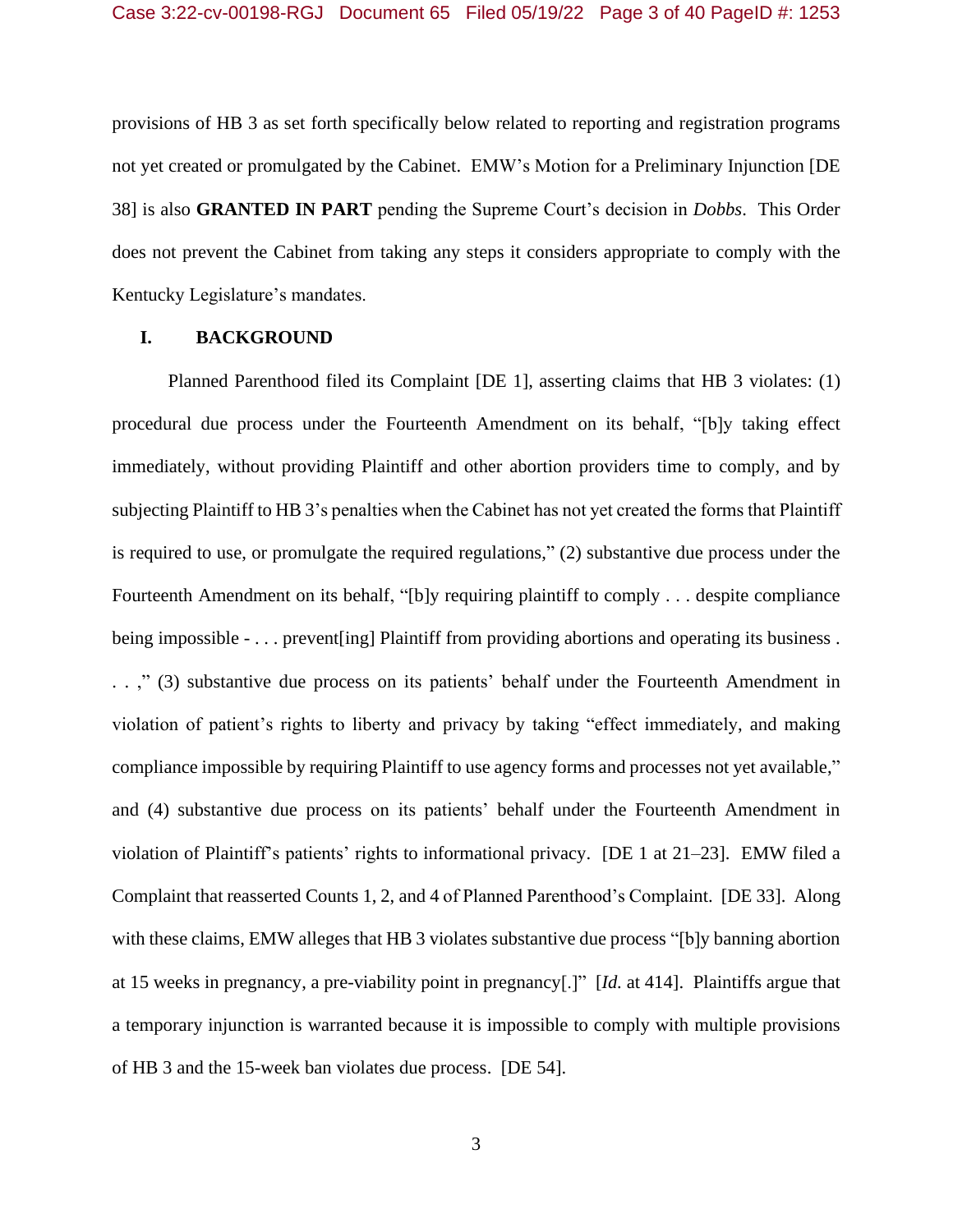provisions of HB 3 as set forth specifically below related to reporting and registration programs not yet created or promulgated by the Cabinet. EMW's Motion for a Preliminary Injunction [DE 38] is also **GRANTED IN PART** pending the Supreme Court's decision in *Dobbs*. This Order does not prevent the Cabinet from taking any steps it considers appropriate to comply with the Kentucky Legislature's mandates.

## I. BACKGROUND

Planned Parenthood filed its Complaint [DE 1], asserting claims that HB 3 violates: (1) procedural due process under the Fourteenth Amendment on its behalf, "[b]y taking effect immediately, without providing Plaintiff and other abortion providers time to comply, and by subjecting Plaintiff to HB 3's penalties when the Cabinet has not yet created the forms that Plaintiff is required to use, or promulgate the required regulations," (2) substantive due process under the Fourteenth Amendment on its behalf, "[b]y requiring plaintiff to comply . . . despite compliance being impossible - . . . prevent[ing] Plaintiff from providing abortions and operating its business . . . ," (3) substantive due process on its patients' behalf under the Fourteenth Amendment in violation of patient's rights to liberty and privacy by taking "effect immediately, and making compliance impossible by requiring Plaintiff to use agency forms and processes not yet available," and (4) substantive due process on its patients' behalf under the Fourteenth Amendment in violation of Plaintiff's patients' rights to informational privacy. [DE 1 at 21–23]. EMW filed a Complaint that reasserted Counts 1, 2, and 4 of Planned Parenthood's Complaint. [DE 33]. Along with these claims, EMW alleges that HB 3 violates substantive due process "[b]y banning abortion at 15 weeks in pregnancy, a pre-viability point in pregnancy[.]" [*Id.* at 414]. Plaintiffs argue that a temporary injunction is warranted because it is impossible to comply with multiple provisions of HB 3 and the 15-week ban violates due process. [DE 54].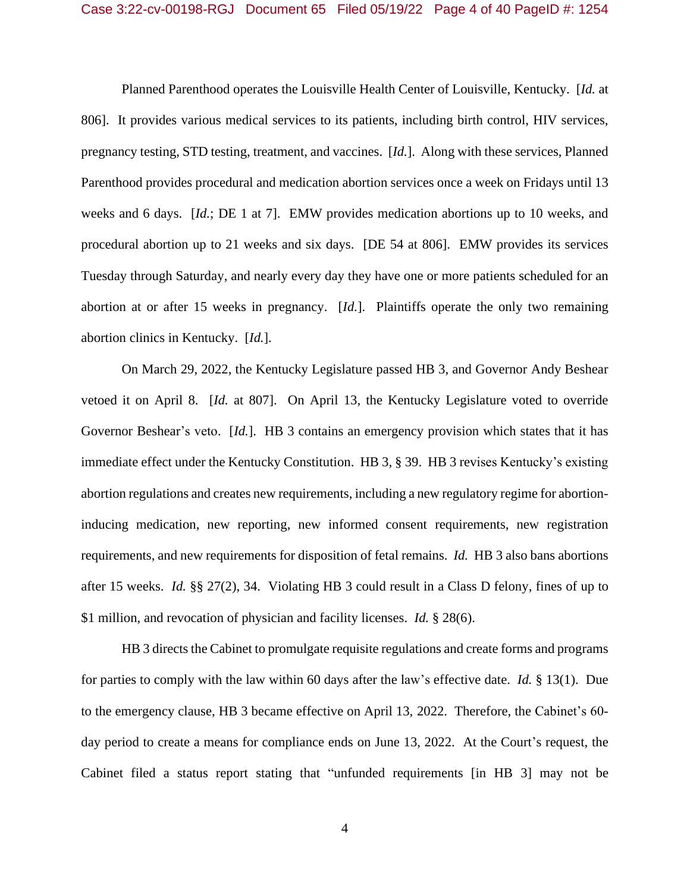Planned Parenthood operates the Louisville Health Center of Louisville, Kentucky. [*Id.* at 806]. It provides various medical services to its patients, including birth control, HIV services, pregnancy testing, STD testing, treatment, and vaccines. [*Id.*]. Along with these services, Planned Parenthood provides procedural and medication abortion services once a week on Fridays until 13 weeks and 6 days. [*Id.*; DE 1 at 7]. EMW provides medication abortions up to 10 weeks, and procedural abortion up to 21 weeks and six days. [DE 54 at 806]. EMW provides its services Tuesday through Saturday, and nearly every day they have one or more patients scheduled for an abortion at or after 15 weeks in pregnancy. [*Id.*]. Plaintiffs operate the only two remaining abortion clinics in Kentucky. [*Id.*].

On March 29, 2022, the Kentucky Legislature passed HB 3, and Governor Andy Beshear vetoed it on April 8. [*Id.* at 807]. On April 13, the Kentucky Legislature voted to override Governor Beshear's veto. [*Id.*]. HB 3 contains an emergency provision which states that it has immediate effect under the Kentucky Constitution. HB 3, § 39. HB 3 revises Kentucky's existing abortion regulations and creates new requirements, including a new regulatory regime for abortion-inducing medication, new reporting, new informed consent requirements, new registration requirements, and new requirements for disposition of fetal remains. *Id.* HB 3 also bans abortions after 15 weeks. *Id.* §§ 27(2), 34. Violating HB 3 could result in a Class D felony, fines of up to $1 million, and revocation of physician and facility licenses. *Id.* § 28(6).

HB 3 directs the Cabinet to promulgate requisite regulations and create forms and programs for parties to comply with the law within 60 days after the law's effective date. *Id.* § 13(1). Due to the emergency clause, HB 3 became effective on April 13, 2022. Therefore, the Cabinet's 60-day period to create a means for compliance ends on June 13, 2022. At the Court's request, the Cabinet filed a status report stating that "unfunded requirements [in HB 3] may not be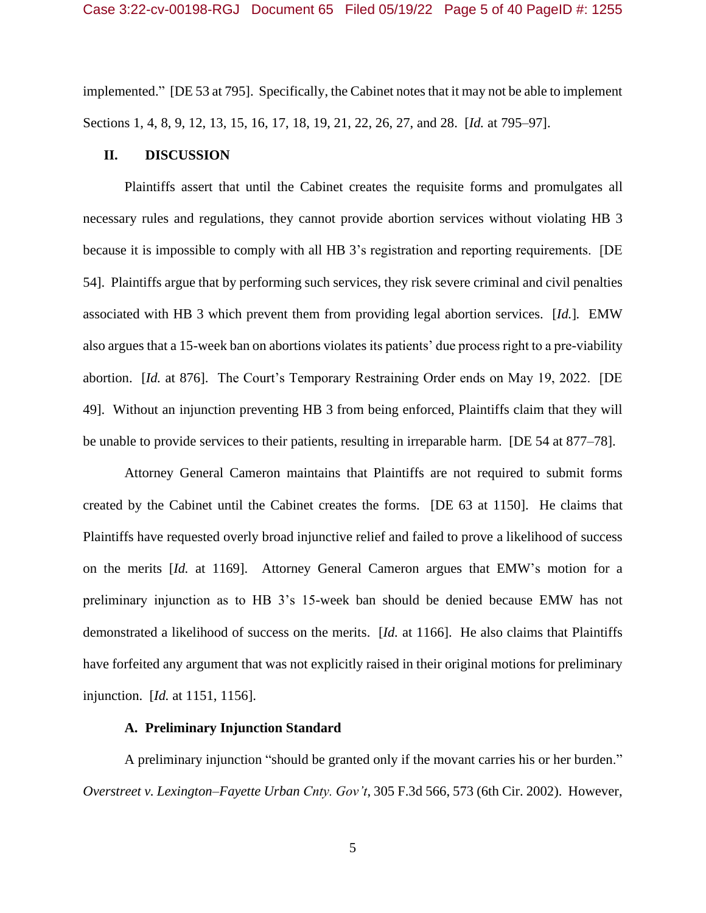implemented." [DE 53 at 795]. Specifically, the Cabinet notes that it may not be able to implement Sections 1, 4, 8, 9, 12, 13, 15, 16, 17, 18, 19, 21, 22, 26, 27, and 28. [*Id.* at 795–97].

## II. DISCUSSION

Plaintiffs assert that until the Cabinet creates the requisite forms and promulgates all necessary rules and regulations, they cannot provide abortion services without violating HB 3 because it is impossible to comply with all HB 3's registration and reporting requirements. [DE 54]. Plaintiffs argue that by performing such services, they risk severe criminal and civil penalties associated with HB 3 which prevent them from providing legal abortion services. [*Id.*]. EMW also argues that a 15-week ban on abortions violates its patients' due process right to a pre-viability abortion. [*Id.* at 876]. The Court's Temporary Restraining Order ends on May 19, 2022. [DE 49]. Without an injunction preventing HB 3 from being enforced, Plaintiffs claim that they will be unable to provide services to their patients, resulting in irreparable harm. [DE 54 at 877–78].

Attorney General Cameron maintains that Plaintiffs are not required to submit forms created by the Cabinet until the Cabinet creates the forms. [DE 63 at 1150]. He claims that Plaintiffs have requested overly broad injunctive relief and failed to prove a likelihood of success on the merits [*Id.* at 1169]. Attorney General Cameron argues that EMW's motion for a preliminary injunction as to HB 3's 15-week ban should be denied because EMW has not demonstrated a likelihood of success on the merits. [*Id.* at 1166]. He also claims that Plaintiffs have forfeited any argument that was not explicitly raised in their original motions for preliminary injunction. [*Id.* at 1151, 1156].

### A. Preliminary Injunction Standard

A preliminary injunction "should be granted only if the movant carries his or her burden." *Overstreet v. Lexington–Fayette Urban Cnty. Gov't*, 305 F.3d 566, 573 (6th Cir. 2002). However,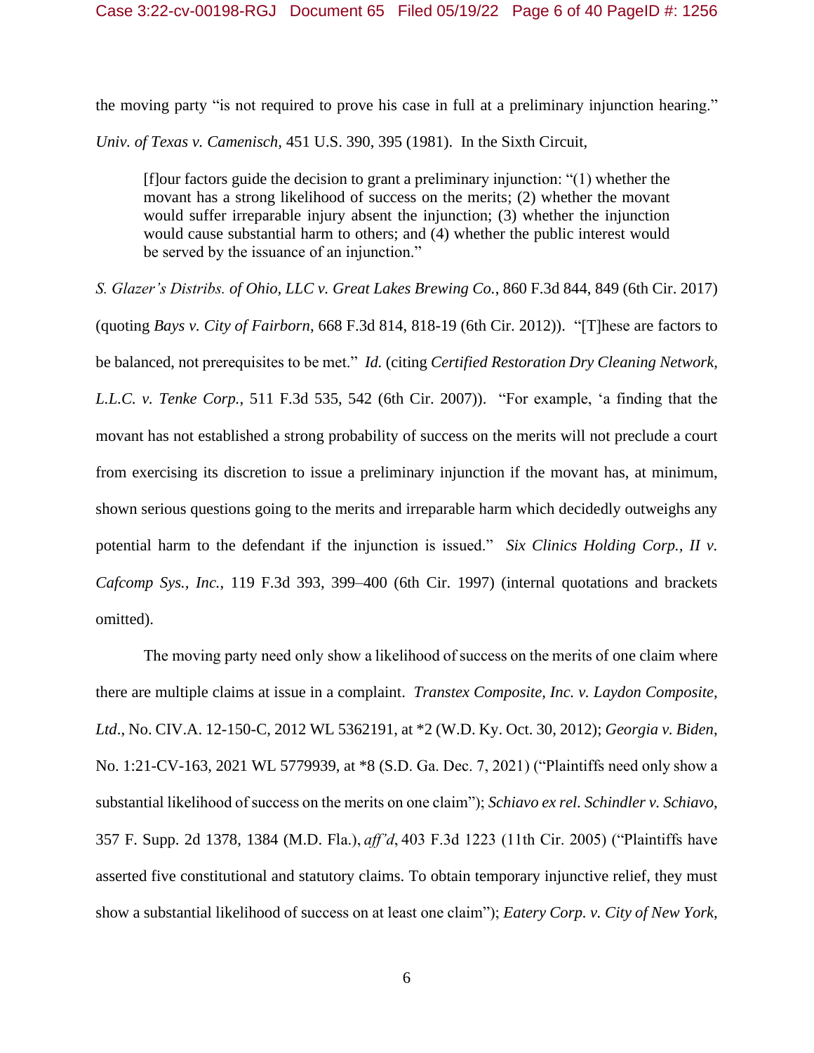the moving party "is not required to prove his case in full at a preliminary injunction hearing." *Univ. of Texas v. Camenisch*, 451 U.S. 390, 395 (1981). In the Sixth Circuit,

> [f]our factors guide the decision to grant a preliminary injunction: "(1) whether the movant has a strong likelihood of success on the merits; (2) whether the movant would suffer irreparable injury absent the injunction; (3) whether the injunction would cause substantial harm to others; and (4) whether the public interest would be served by the issuance of an injunction."

*S. Glazer's Distribs. of Ohio, LLC v. Great Lakes Brewing Co.*, 860 F.3d 844, 849 (6th Cir. 2017) (quoting *Bays v. City of Fairborn*, 668 F.3d 814, 818-19 (6th Cir. 2012)). "[T]hese are factors to be balanced, not prerequisites to be met." *Id.* (citing *Certified Restoration Dry Cleaning Network, L.L.C. v. Tenke Corp.*, 511 F.3d 535, 542 (6th Cir. 2007)). "For example, 'a finding that the movant has not established a strong probability of success on the merits will not preclude a court from exercising its discretion to issue a preliminary injunction if the movant has, at minimum, shown serious questions going to the merits and irreparable harm which decidedly outweighs any potential harm to the defendant if the injunction is issued." *Six Clinics Holding Corp., II v. Cafcomp Sys., Inc.*, 119 F.3d 393, 399–400 (6th Cir. 1997) (internal quotations and brackets omitted).

The moving party need only show a likelihood of success on the merits of one claim where there are multiple claims at issue in a complaint. *Transtex Composite, Inc. v. Laydon Composite, Ltd*., No. CIV.A. 12-150-C, 2012 WL 5362191, at *2 (W.D. Ky. Oct. 30, 2012); *Georgia v. Biden*, No. 1:21-CV-163, 2021 WL 5779939, at *8 (S.D. Ga. Dec. 7, 2021) ("Plaintiffs need only show a substantial likelihood of success on the merits on one claim"); *Schiavo ex rel. Schindler v. Schiavo*, 357 F. Supp. 2d 1378, 1384 (M.D. Fla.), *aff'd*, 403 F.3d 1223 (11th Cir. 2005) ("Plaintiffs have asserted five constitutional and statutory claims. To obtain temporary injunctive relief, they must show a substantial likelihood of success on at least one claim"); *Eatery Corp. v. City of New York,*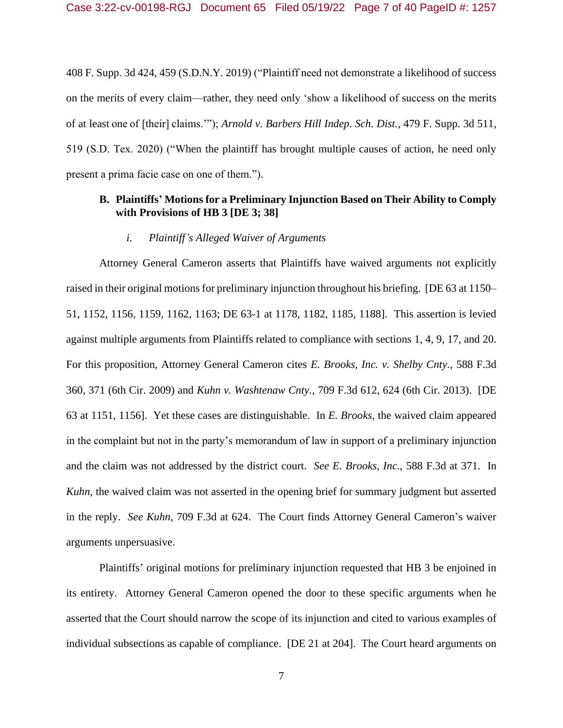408 F. Supp. 3d 424, 459 (S.D.N.Y. 2019) ("Plaintiff need not demonstrate a likelihood of success on the merits of every claim—rather, they need only 'show a likelihood of success on the merits of at least one of [their] claims.'"); *Arnold v. Barbers Hill Indep. Sch. Dist.*, 479 F. Supp. 3d 511, 519 (S.D. Tex. 2020) ("When the plaintiff has brought multiple causes of action, he need only present a prima facie case on one of them.").

### B. Plaintiffs' Motions for a Preliminary Injunction Based on Their Ability to Comply with Provisions of HB 3 [DE 3; 38]

#### *i. Plaintiff's Alleged Waiver of Arguments*

Attorney General Cameron asserts that Plaintiffs have waived arguments not explicitly raised in their original motions for preliminary injunction throughout his briefing. [DE 63 at 1150–51, 1152, 1156, 1159, 1162, 1163; DE 63-1 at 1178, 1182, 1185, 1188]. This assertion is levied against multiple arguments from Plaintiffs related to compliance with sections 1, 4, 9, 17, and 20. For this proposition, Attorney General Cameron cites *E. Brooks, Inc. v. Shelby Cnty.*, 588 F.3d 360, 371 (6th Cir. 2009) and *Kuhn v. Washtenaw Cnty.*, 709 F.3d 612, 624 (6th Cir. 2013). [DE 63 at 1151, 1156]. Yet these cases are distinguishable. In *E. Brooks*, the waived claim appeared in the complaint but not in the party's memorandum of law in support of a preliminary injunction and the claim was not addressed by the district court. *See E. Brooks, Inc.*, 588 F.3d at 371. In *Kuhn*, the waived claim was not asserted in the opening brief for summary judgment but asserted in the reply. *See Kuhn*, 709 F.3d at 624. The Court finds Attorney General Cameron's waiver arguments unpersuasive.

Plaintiffs' original motions for preliminary injunction requested that HB 3 be enjoined in its entirety. Attorney General Cameron opened the door to these specific arguments when he asserted that the Court should narrow the scope of its injunction and cited to various examples of individual subsections as capable of compliance. [DE 21 at 204]. The Court heard arguments on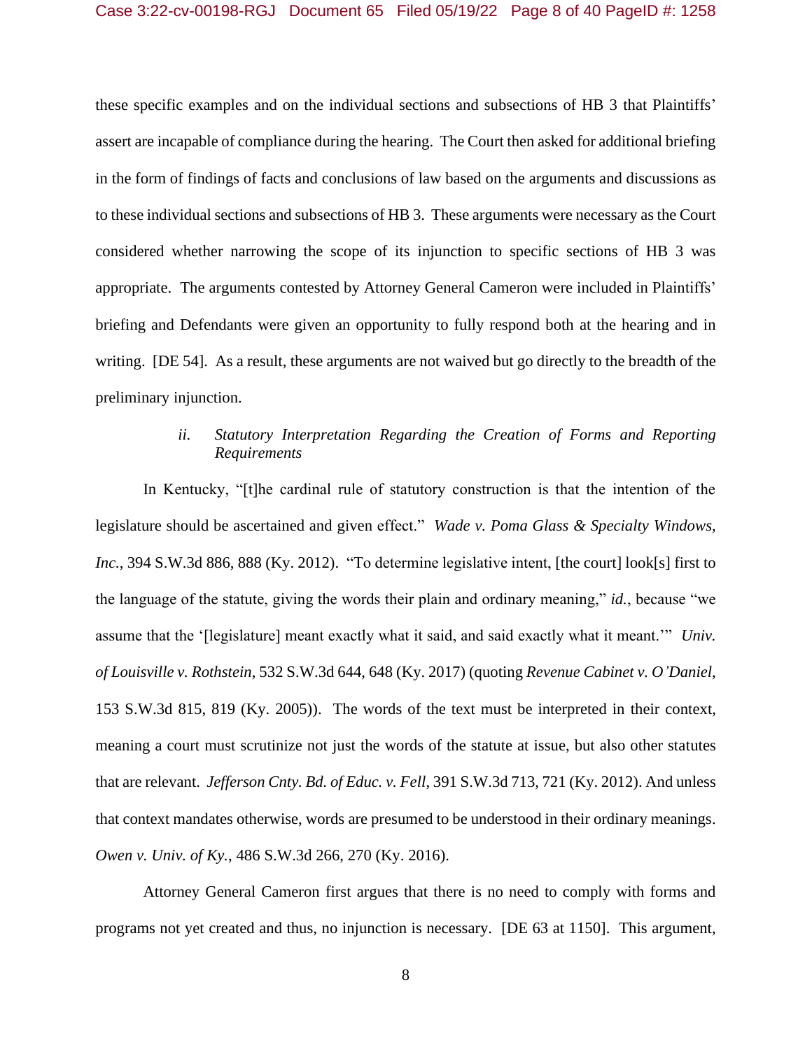these specific examples and on the individual sections and subsections of HB 3 that Plaintiffs' assert are incapable of compliance during the hearing. The Court then asked for additional briefing in the form of findings of facts and conclusions of law based on the arguments and discussions as to these individual sections and subsections of HB 3. These arguments were necessary as the Court considered whether narrowing the scope of its injunction to specific sections of HB 3 was appropriate. The arguments contested by Attorney General Cameron were included in Plaintiffs' briefing and Defendants were given an opportunity to fully respond both at the hearing and in writing. [DE 54]. As a result, these arguments are not waived but go directly to the breadth of the preliminary injunction.

#### *ii. Statutory Interpretation Regarding the Creation of Forms and Reporting Requirements*

In Kentucky, "[t]he cardinal rule of statutory construction is that the intention of the legislature should be ascertained and given effect." *Wade v. Poma Glass & Specialty Windows, Inc.*, 394 S.W.3d 886, 888 (Ky. 2012). "To determine legislative intent, [the court] look[s] first to the language of the statute, giving the words their plain and ordinary meaning," *id.*, because "we assume that the '[legislature] meant exactly what it said, and said exactly what it meant.'" *Univ. of Louisville v. Rothstein*, 532 S.W.3d 644, 648 (Ky. 2017) (quoting *Revenue Cabinet v. O'Daniel*, 153 S.W.3d 815, 819 (Ky. 2005)). The words of the text must be interpreted in their context, meaning a court must scrutinize not just the words of the statute at issue, but also other statutes that are relevant. *Jefferson Cnty. Bd. of Educ. v. Fell*, 391 S.W.3d 713, 721 (Ky. 2012). And unless that context mandates otherwise, words are presumed to be understood in their ordinary meanings. *Owen v. Univ. of Ky.*, 486 S.W.3d 266, 270 (Ky. 2016).

Attorney General Cameron first argues that there is no need to comply with forms and programs not yet created and thus, no injunction is necessary. [DE 63 at 1150]. This argument,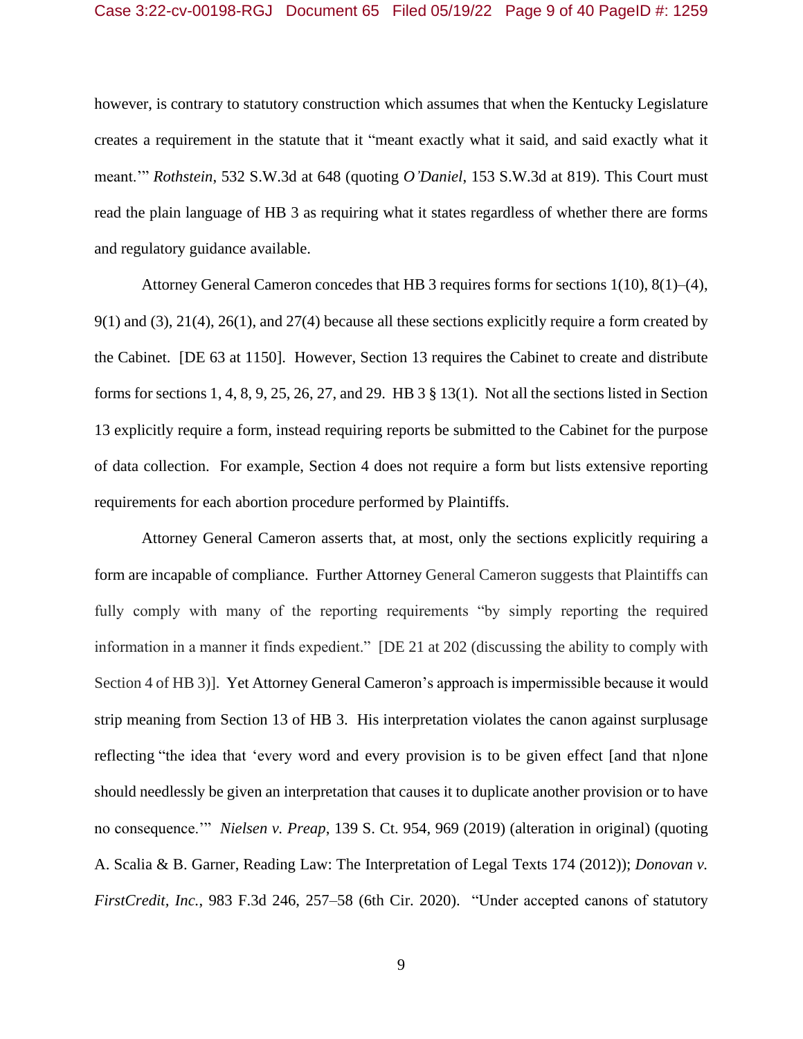however, is contrary to statutory construction which assumes that when the Kentucky Legislature creates a requirement in the statute that it "meant exactly what it said, and said exactly what it meant.'" *Rothstein*, 532 S.W.3d at 648 (quoting *O'Daniel*, 153 S.W.3d at 819). This Court must read the plain language of HB 3 as requiring what it states regardless of whether there are forms and regulatory guidance available.

Attorney General Cameron concedes that HB 3 requires forms for sections 1(10), 8(1)–(4), 9(1) and (3), 21(4), 26(1), and 27(4) because all these sections explicitly require a form created by the Cabinet. [DE 63 at 1150]. However, Section 13 requires the Cabinet to create and distribute forms for sections 1, 4, 8, 9, 25, 26, 27, and 29. HB 3 § 13(1). Not all the sections listed in Section 13 explicitly require a form, instead requiring reports be submitted to the Cabinet for the purpose of data collection. For example, Section 4 does not require a form but lists extensive reporting requirements for each abortion procedure performed by Plaintiffs.

Attorney General Cameron asserts that, at most, only the sections explicitly requiring a form are incapable of compliance. Further Attorney General Cameron suggests that Plaintiffs can fully comply with many of the reporting requirements "by simply reporting the required information in a manner it finds expedient." [DE 21 at 202 (discussing the ability to comply with Section 4 of HB 3)]. Yet Attorney General Cameron's approach is impermissible because it would strip meaning from Section 13 of HB 3. His interpretation violates the canon against surplusage reflecting "the idea that 'every word and every provision is to be given effect [and that n]one should needlessly be given an interpretation that causes it to duplicate another provision or to have no consequence.'" *Nielsen v. Preap*, 139 S. Ct. 954, 969 (2019) (alteration in original) (quoting A. Scalia & B. Garner, Reading Law: The Interpretation of Legal Texts 174 (2012)); *Donovan v. FirstCredit, Inc.*, 983 F.3d 246, 257–58 (6th Cir. 2020). "Under accepted canons of statutory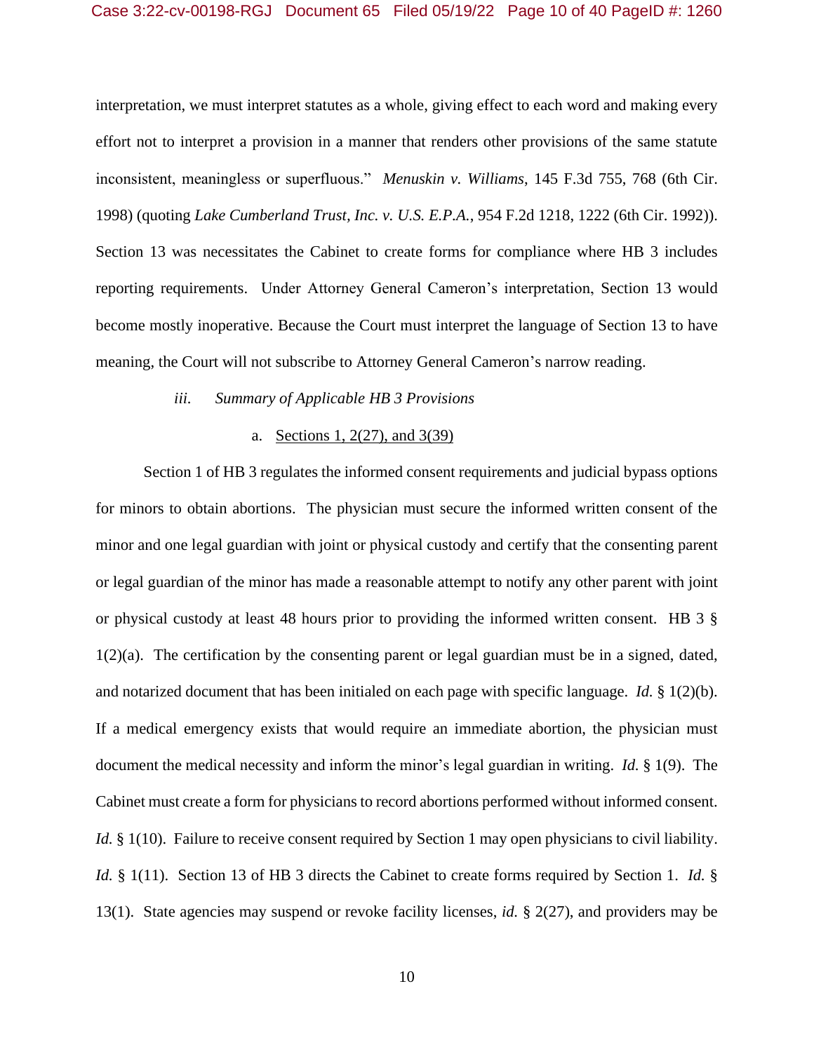interpretation, we must interpret statutes as a whole, giving effect to each word and making every effort not to interpret a provision in a manner that renders other provisions of the same statute inconsistent, meaningless or superfluous." *Menuskin v. Williams*, 145 F.3d 755, 768 (6th Cir. 1998) (quoting *Lake Cumberland Trust, Inc. v. U.S. E.P.A.*, 954 F.2d 1218, 1222 (6th Cir. 1992)). Section 13 was necessitates the Cabinet to create forms for compliance where HB 3 includes reporting requirements. Under Attorney General Cameron's interpretation, Section 13 would become mostly inoperative. Because the Court must interpret the language of Section 13 to have meaning, the Court will not subscribe to Attorney General Cameron's narrow reading.

*iii. Summary of Applicable HB 3 Provisions*

a. Sections 1, 2(27), and 3(39)

Section 1 of HB 3 regulates the informed consent requirements and judicial bypass options for minors to obtain abortions. The physician must secure the informed written consent of the minor and one legal guardian with joint or physical custody and certify that the consenting parent or legal guardian of the minor has made a reasonable attempt to notify any other parent with joint or physical custody at least 48 hours prior to providing the informed written consent. HB 3 § 1(2)(a). The certification by the consenting parent or legal guardian must be in a signed, dated, and notarized document that has been initialed on each page with specific language. *Id.* § 1(2)(b). If a medical emergency exists that would require an immediate abortion, the physician must document the medical necessity and inform the minor's legal guardian in writing. *Id.* § 1(9). The Cabinet must create a form for physicians to record abortions performed without informed consent. *Id.* § 1(10). Failure to receive consent required by Section 1 may open physicians to civil liability. *Id.* § 1(11). Section 13 of HB 3 directs the Cabinet to create forms required by Section 1. *Id.* § 13(1). State agencies may suspend or revoke facility licenses, *id.* § 2(27), and providers may be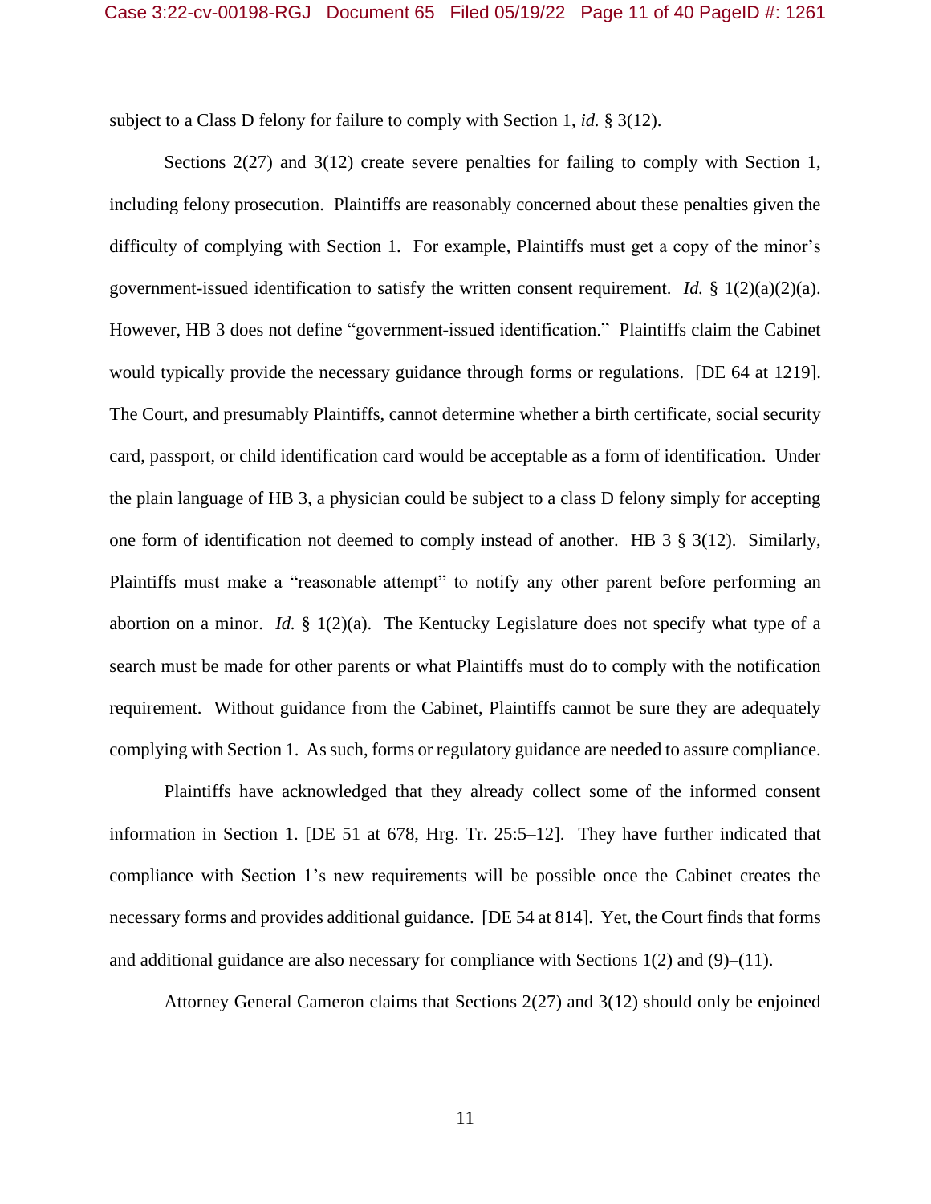subject to a Class D felony for failure to comply with Section 1, *id.* § 3(12).

Sections 2(27) and 3(12) create severe penalties for failing to comply with Section 1, including felony prosecution. Plaintiffs are reasonably concerned about these penalties given the difficulty of complying with Section 1. For example, Plaintiffs must get a copy of the minor's government-issued identification to satisfy the written consent requirement. *Id.* § 1(2)(a)(2)(a). However, HB 3 does not define "government-issued identification." Plaintiffs claim the Cabinet would typically provide the necessary guidance through forms or regulations. [DE 64 at 1219]. The Court, and presumably Plaintiffs, cannot determine whether a birth certificate, social security card, passport, or child identification card would be acceptable as a form of identification. Under the plain language of HB 3, a physician could be subject to a class D felony simply for accepting one form of identification not deemed to comply instead of another. HB 3 § 3(12). Similarly, Plaintiffs must make a "reasonable attempt" to notify any other parent before performing an abortion on a minor. *Id.* § 1(2)(a). The Kentucky Legislature does not specify what type of a search must be made for other parents or what Plaintiffs must do to comply with the notification requirement. Without guidance from the Cabinet, Plaintiffs cannot be sure they are adequately complying with Section 1. As such, forms or regulatory guidance are needed to assure compliance.

Plaintiffs have acknowledged that they already collect some of the informed consent information in Section 1. [DE 51 at 678, Hrg. Tr. 25:5–12]. They have further indicated that compliance with Section 1's new requirements will be possible once the Cabinet creates the necessary forms and provides additional guidance. [DE 54 at 814]. Yet, the Court finds that forms and additional guidance are also necessary for compliance with Sections 1(2) and (9)–(11).

Attorney General Cameron claims that Sections 2(27) and 3(12) should only be enjoined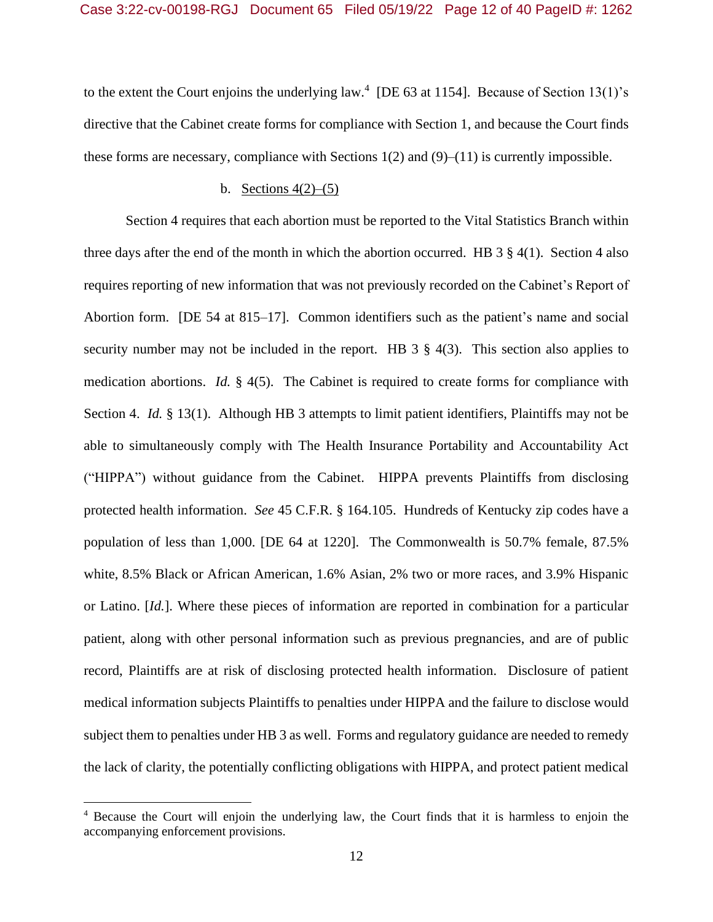to the extent the Court enjoins the underlying law.[4] [DE 63 at 1154]. Because of Section 13(1)'s directive that the Cabinet create forms for compliance with Section 1, and because the Court finds these forms are necessary, compliance with Sections 1(2) and (9)–(11) is currently impossible.

b. Sections 4(2)–(5)

Section 4 requires that each abortion must be reported to the Vital Statistics Branch within three days after the end of the month in which the abortion occurred. HB 3 § 4(1). Section 4 also requires reporting of new information that was not previously recorded on the Cabinet's Report of Abortion form. [DE 54 at 815–17]. Common identifiers such as the patient's name and social security number may not be included in the report. HB 3 § 4(3). This section also applies to medication abortions. *Id.* § 4(5). The Cabinet is required to create forms for compliance with Section 4. *Id.* § 13(1). Although HB 3 attempts to limit patient identifiers, Plaintiffs may not be able to simultaneously comply with The Health Insurance Portability and Accountability Act ("HIPPA") without guidance from the Cabinet. HIPPA prevents Plaintiffs from disclosing protected health information. *See* 45 C.F.R. § 164.105. Hundreds of Kentucky zip codes have a population of less than 1,000. [DE 64 at 1220]. The Commonwealth is 50.7% female, 87.5% white, 8.5% Black or African American, 1.6% Asian, 2% two or more races, and 3.9% Hispanic or Latino. [*Id.*]. Where these pieces of information are reported in combination for a particular patient, along with other personal information such as previous pregnancies, and are of public record, Plaintiffs are at risk of disclosing protected health information. Disclosure of patient medical information subjects Plaintiffs to penalties under HIPPA and the failure to disclose would subject them to penalties under HB 3 as well. Forms and regulatory guidance are needed to remedy the lack of clarity, the potentially conflicting obligations with HIPPA, and protect patient medical

[4] Because the Court will enjoin the underlying law, the Court finds that it is harmless to enjoin the accompanying enforcement provisions.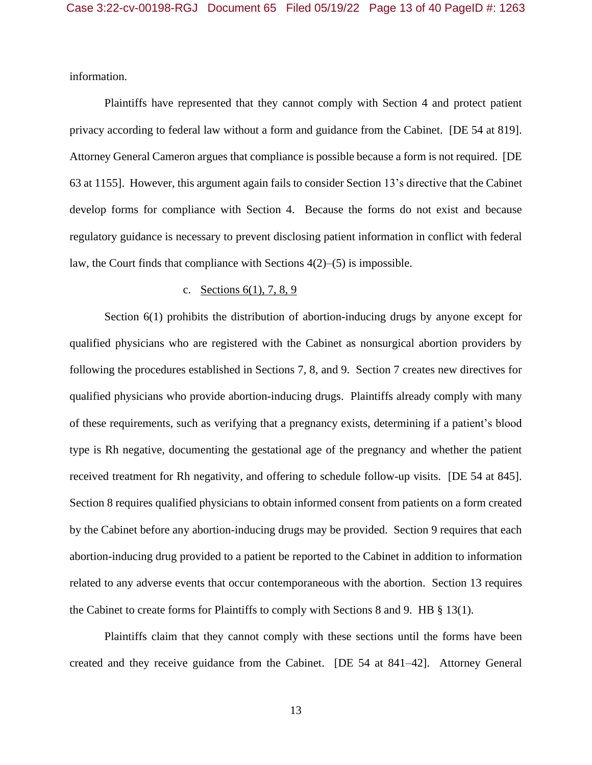information.

Plaintiffs have represented that they cannot comply with Section 4 and protect patient privacy according to federal law without a form and guidance from the Cabinet. [DE 54 at 819]. Attorney General Cameron argues that compliance is possible because a form is not required. [DE 63 at 1155]. However, this argument again fails to consider Section 13's directive that the Cabinet develop forms for compliance with Section 4. Because the forms do not exist and because regulatory guidance is necessary to prevent disclosing patient information in conflict with federal law, the Court finds that compliance with Sections 4(2)–(5) is impossible.

c. <u>Sections 6(1), 7, 8, 9</u>

Section 6(1) prohibits the distribution of abortion-inducing drugs by anyone except for qualified physicians who are registered with the Cabinet as nonsurgical abortion providers by following the procedures established in Sections 7, 8, and 9. Section 7 creates new directives for qualified physicians who provide abortion-inducing drugs. Plaintiffs already comply with many of these requirements, such as verifying that a pregnancy exists, determining if a patient's blood type is Rh negative, documenting the gestational age of the pregnancy and whether the patient received treatment for Rh negativity, and offering to schedule follow-up visits. [DE 54 at 845]. Section 8 requires qualified physicians to obtain informed consent from patients on a form created by the Cabinet before any abortion-inducing drugs may be provided. Section 9 requires that each abortion-inducing drug provided to a patient be reported to the Cabinet in addition to information related to any adverse events that occur contemporaneous with the abortion. Section 13 requires the Cabinet to create forms for Plaintiffs to comply with Sections 8 and 9. HB § 13(1).

Plaintiffs claim that they cannot comply with these sections until the forms have been created and they receive guidance from the Cabinet. [DE 54 at 841–42]. Attorney General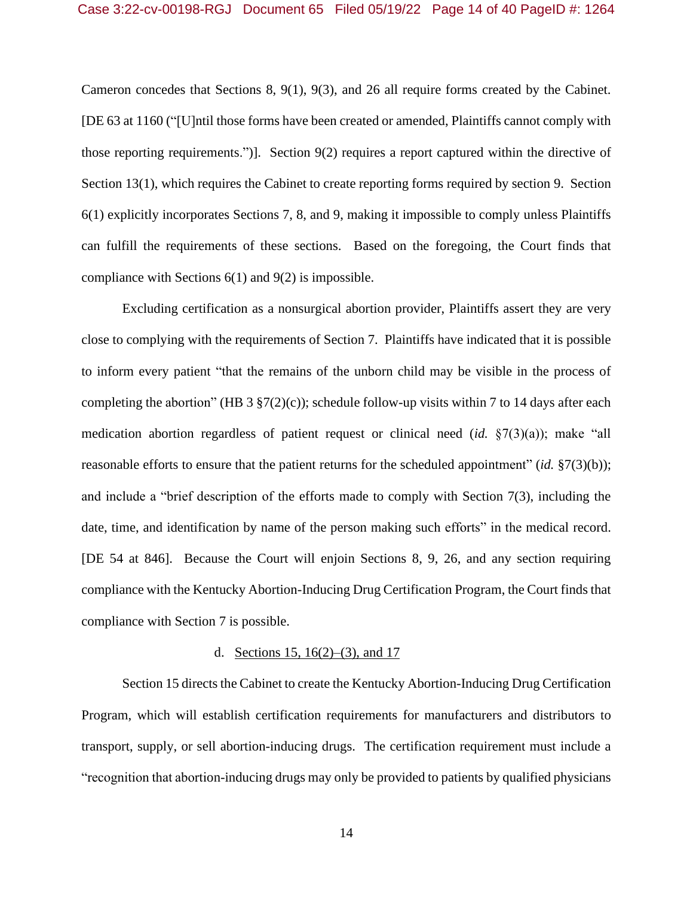Cameron concedes that Sections 8, 9(1), 9(3), and 26 all require forms created by the Cabinet. [DE 63 at 1160 ("[U]ntil those forms have been created or amended, Plaintiffs cannot comply with those reporting requirements.")]. Section 9(2) requires a report captured within the directive of Section 13(1), which requires the Cabinet to create reporting forms required by section 9. Section 6(1) explicitly incorporates Sections 7, 8, and 9, making it impossible to comply unless Plaintiffs can fulfill the requirements of these sections. Based on the foregoing, the Court finds that compliance with Sections 6(1) and 9(2) is impossible.

Excluding certification as a nonsurgical abortion provider, Plaintiffs assert they are very close to complying with the requirements of Section 7. Plaintiffs have indicated that it is possible to inform every patient "that the remains of the unborn child may be visible in the process of completing the abortion" (HB 3 §7(2)(c)); schedule follow-up visits within 7 to 14 days after each medication abortion regardless of patient request or clinical need (*id.* §7(3)(a)); make "all reasonable efforts to ensure that the patient returns for the scheduled appointment" (*id.* §7(3)(b)); and include a "brief description of the efforts made to comply with Section 7(3), including the date, time, and identification by name of the person making such efforts" in the medical record. [DE 54 at 846]. Because the Court will enjoin Sections 8, 9, 26, and any section requiring compliance with the Kentucky Abortion-Inducing Drug Certification Program, the Court finds that compliance with Section 7 is possible.

d. <u>Sections 15, 16(2)–(3), and 17</u>

Section 15 directs the Cabinet to create the Kentucky Abortion-Inducing Drug Certification Program, which will establish certification requirements for manufacturers and distributors to transport, supply, or sell abortion-inducing drugs. The certification requirement must include a "recognition that abortion-inducing drugs may only be provided to patients by qualified physicians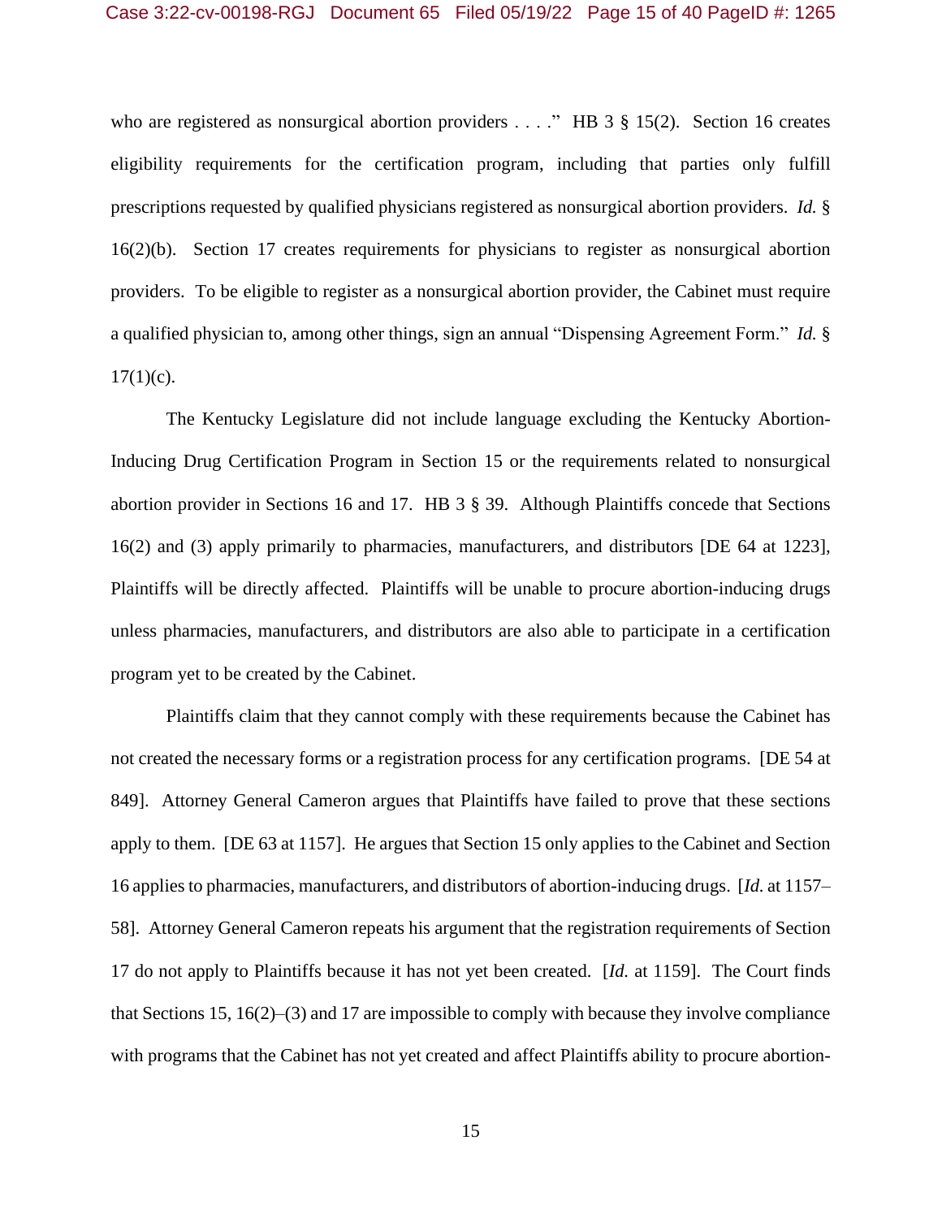who are registered as nonsurgical abortion providers . . . ." HB 3 § 15(2). Section 16 creates eligibility requirements for the certification program, including that parties only fulfill prescriptions requested by qualified physicians registered as nonsurgical abortion providers. *Id.* § 16(2)(b). Section 17 creates requirements for physicians to register as nonsurgical abortion providers. To be eligible to register as a nonsurgical abortion provider, the Cabinet must require a qualified physician to, among other things, sign an annual "Dispensing Agreement Form." *Id.* § 17(1)(c).

The Kentucky Legislature did not include language excluding the Kentucky Abortion-Inducing Drug Certification Program in Section 15 or the requirements related to nonsurgical abortion provider in Sections 16 and 17. HB 3 § 39. Although Plaintiffs concede that Sections 16(2) and (3) apply primarily to pharmacies, manufacturers, and distributors [DE 64 at 1223], Plaintiffs will be directly affected. Plaintiffs will be unable to procure abortion-inducing drugs unless pharmacies, manufacturers, and distributors are also able to participate in a certification program yet to be created by the Cabinet.

Plaintiffs claim that they cannot comply with these requirements because the Cabinet has not created the necessary forms or a registration process for any certification programs. [DE 54 at 849]. Attorney General Cameron argues that Plaintiffs have failed to prove that these sections apply to them. [DE 63 at 1157]. He argues that Section 15 only applies to the Cabinet and Section 16 applies to pharmacies, manufacturers, and distributors of abortion-inducing drugs. [*Id.* at 1157–58]. Attorney General Cameron repeats his argument that the registration requirements of Section 17 do not apply to Plaintiffs because it has not yet been created. [*Id.* at 1159]. The Court finds that Sections 15, 16(2)–(3) and 17 are impossible to comply with because they involve compliance with programs that the Cabinet has not yet created and affect Plaintiffs ability to procure abortion-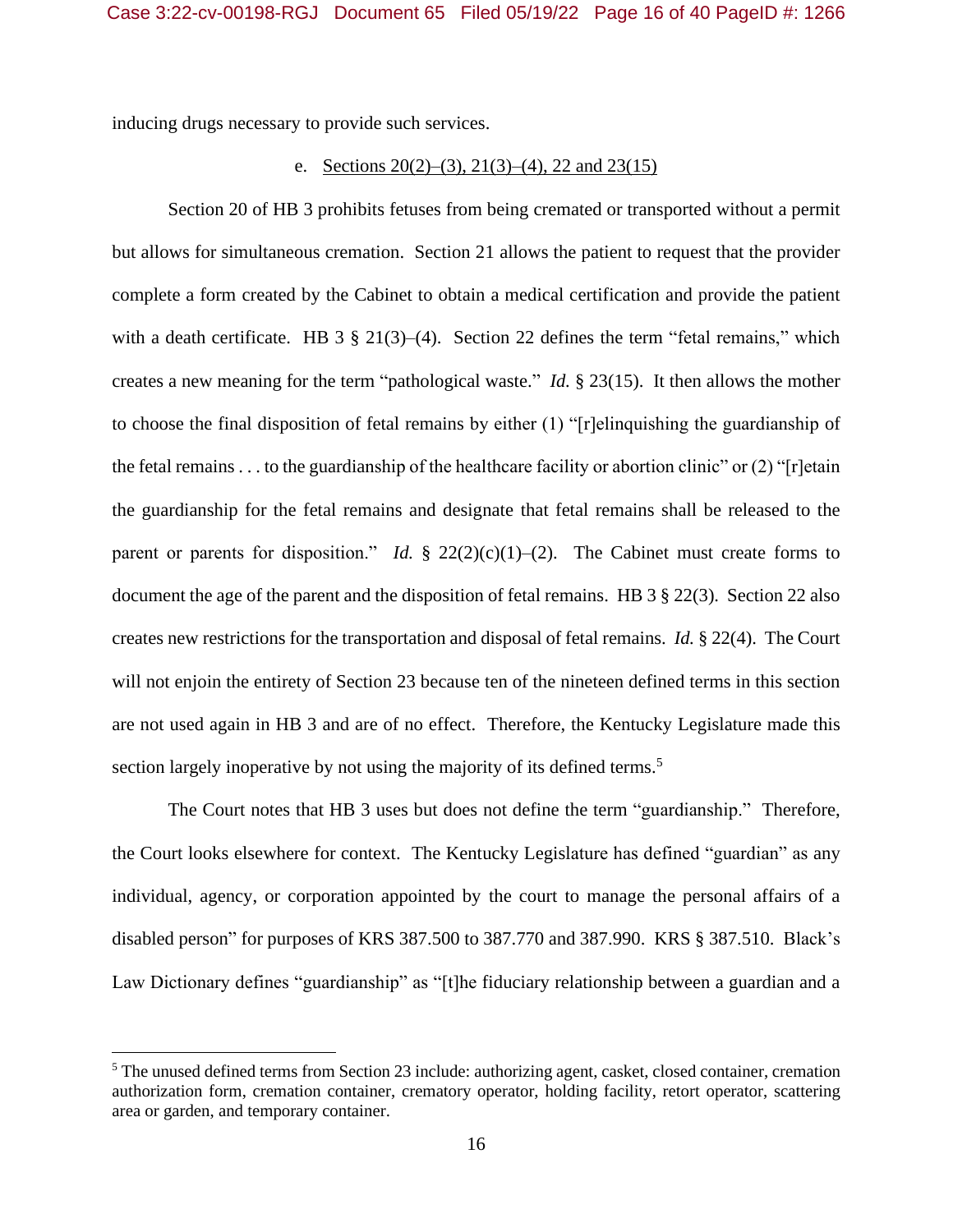inducing drugs necessary to provide such services.

e. Sections 20(2)–(3), 21(3)–(4), 22 and 23(15)

Section 20 of HB 3 prohibits fetuses from being cremated or transported without a permit but allows for simultaneous cremation. Section 21 allows the patient to request that the provider complete a form created by the Cabinet to obtain a medical certification and provide the patient with a death certificate. HB 3 § 21(3)–(4). Section 22 defines the term "fetal remains," which creates a new meaning for the term "pathological waste." *Id.* § 23(15). It then allows the mother to choose the final disposition of fetal remains by either (1) "[r]elinquishing the guardianship of the fetal remains . . . to the guardianship of the healthcare facility or abortion clinic" or (2) "[r]etain the guardianship for the fetal remains and designate that fetal remains shall be released to the parent or parents for disposition." *Id.* § 22(2)(c)(1)–(2). The Cabinet must create forms to document the age of the parent and the disposition of fetal remains. HB 3 § 22(3). Section 22 also creates new restrictions for the transportation and disposal of fetal remains. *Id.* § 22(4). The Court will not enjoin the entirety of Section 23 because ten of the nineteen defined terms in this section are not used again in HB 3 and are of no effect. Therefore, the Kentucky Legislature made this section largely inoperative by not using the majority of its defined terms.[5]

The Court notes that HB 3 uses but does not define the term "guardianship." Therefore, the Court looks elsewhere for context. The Kentucky Legislature has defined "guardian" as any individual, agency, or corporation appointed by the court to manage the personal affairs of a disabled person" for purposes of KRS 387.500 to 387.770 and 387.990. KRS § 387.510. Black's Law Dictionary defines "guardianship" as "[t]he fiduciary relationship between a guardian and a

---

[5] The unused defined terms from Section 23 include: authorizing agent, casket, closed container, cremation authorization form, cremation container, crematory operator, holding facility, retort operator, scattering area or garden, and temporary container.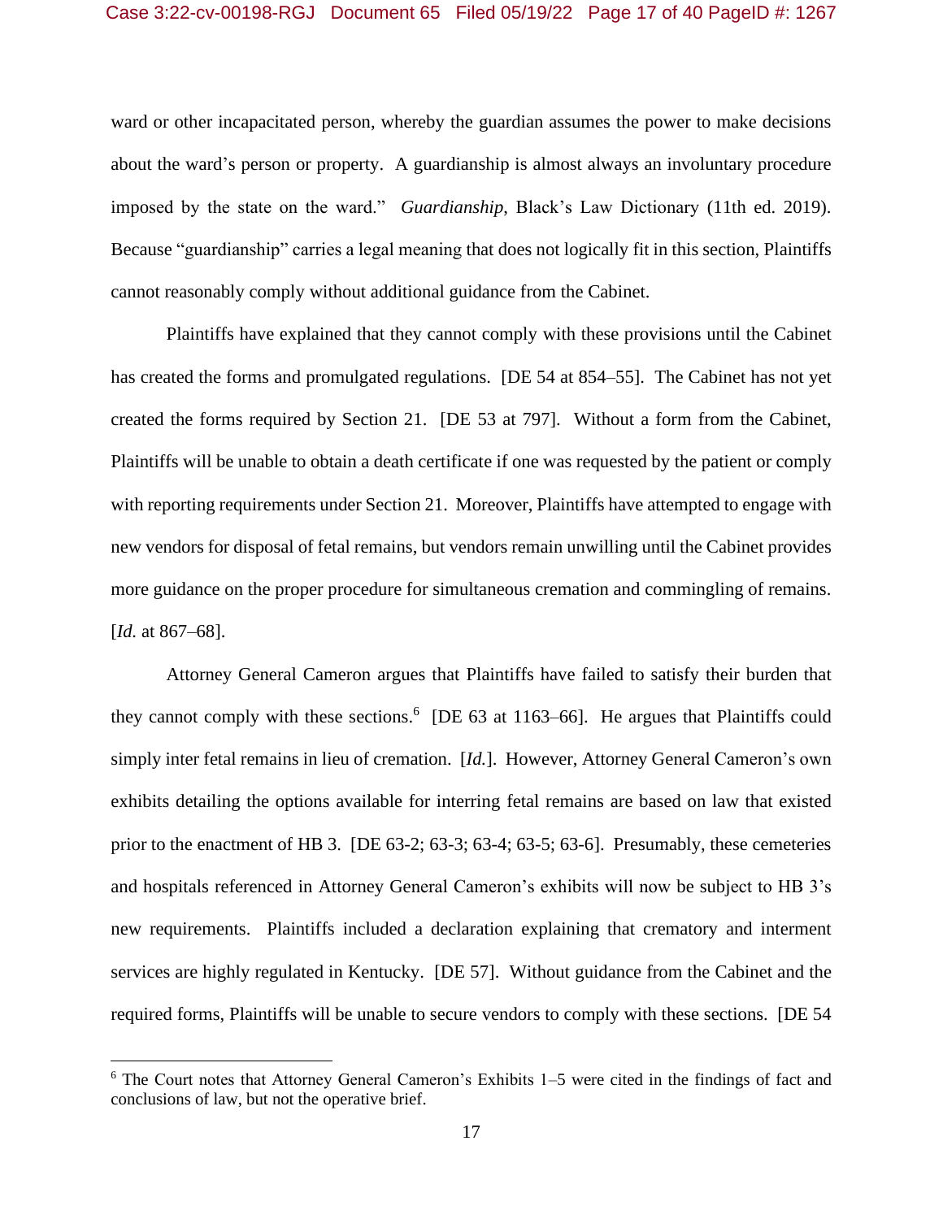ward or other incapacitated person, whereby the guardian assumes the power to make decisions about the ward's person or property. A guardianship is almost always an involuntary procedure imposed by the state on the ward." *Guardianship*, Black's Law Dictionary (11th ed. 2019). Because "guardianship" carries a legal meaning that does not logically fit in this section, Plaintiffs cannot reasonably comply without additional guidance from the Cabinet.

Plaintiffs have explained that they cannot comply with these provisions until the Cabinet has created the forms and promulgated regulations. [DE 54 at 854–55]. The Cabinet has not yet created the forms required by Section 21. [DE 53 at 797]. Without a form from the Cabinet, Plaintiffs will be unable to obtain a death certificate if one was requested by the patient or comply with reporting requirements under Section 21. Moreover, Plaintiffs have attempted to engage with new vendors for disposal of fetal remains, but vendors remain unwilling until the Cabinet provides more guidance on the proper procedure for simultaneous cremation and commingling of remains. [*Id.* at 867–68].

Attorney General Cameron argues that Plaintiffs have failed to satisfy their burden that they cannot comply with these sections.[6] [DE 63 at 1163–66]. He argues that Plaintiffs could simply inter fetal remains in lieu of cremation. [*Id.*]. However, Attorney General Cameron's own exhibits detailing the options available for interring fetal remains are based on law that existed prior to the enactment of HB 3. [DE 63-2; 63-3; 63-4; 63-5; 63-6]. Presumably, these cemeteries and hospitals referenced in Attorney General Cameron's exhibits will now be subject to HB 3's new requirements. Plaintiffs included a declaration explaining that crematory and interment services are highly regulated in Kentucky. [DE 57]. Without guidance from the Cabinet and the required forms, Plaintiffs will be unable to secure vendors to comply with these sections. [DE 54

[6] The Court notes that Attorney General Cameron's Exhibits 1–5 were cited in the findings of fact and conclusions of law, but not the operative brief.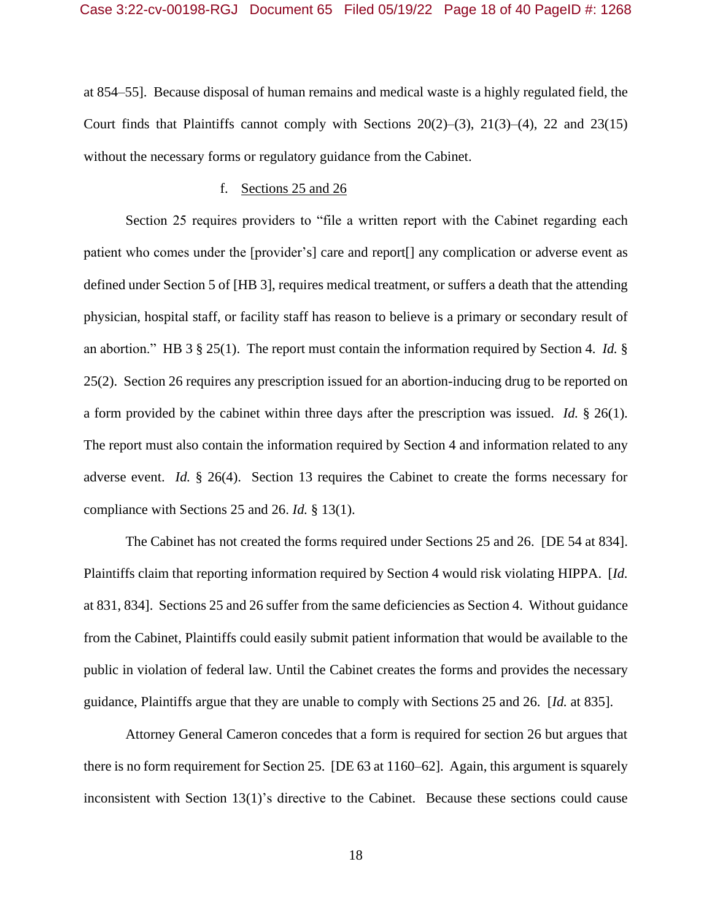at 854–55]. Because disposal of human remains and medical waste is a highly regulated field, the Court finds that Plaintiffs cannot comply with Sections 20(2)–(3), 21(3)–(4), 22 and 23(15) without the necessary forms or regulatory guidance from the Cabinet.

f. <u>Sections 25 and 26</u>

Section 25 requires providers to "file a written report with the Cabinet regarding each patient who comes under the [provider's] care and report[] any complication or adverse event as defined under Section 5 of [HB 3], requires medical treatment, or suffers a death that the attending physician, hospital staff, or facility staff has reason to believe is a primary or secondary result of an abortion." HB 3 § 25(1). The report must contain the information required by Section 4. *Id.* § 25(2). Section 26 requires any prescription issued for an abortion-inducing drug to be reported on a form provided by the cabinet within three days after the prescription was issued. *Id.* § 26(1). The report must also contain the information required by Section 4 and information related to any adverse event. *Id.* § 26(4). Section 13 requires the Cabinet to create the forms necessary for compliance with Sections 25 and 26. *Id.* § 13(1).

The Cabinet has not created the forms required under Sections 25 and 26. [DE 54 at 834]. Plaintiffs claim that reporting information required by Section 4 would risk violating HIPPA. [*Id.* at 831, 834]. Sections 25 and 26 suffer from the same deficiencies as Section 4. Without guidance from the Cabinet, Plaintiffs could easily submit patient information that would be available to the public in violation of federal law. Until the Cabinet creates the forms and provides the necessary guidance, Plaintiffs argue that they are unable to comply with Sections 25 and 26. [*Id.* at 835].

Attorney General Cameron concedes that a form is required for section 26 but argues that there is no form requirement for Section 25. [DE 63 at 1160–62]. Again, this argument is squarely inconsistent with Section 13(1)'s directive to the Cabinet. Because these sections could cause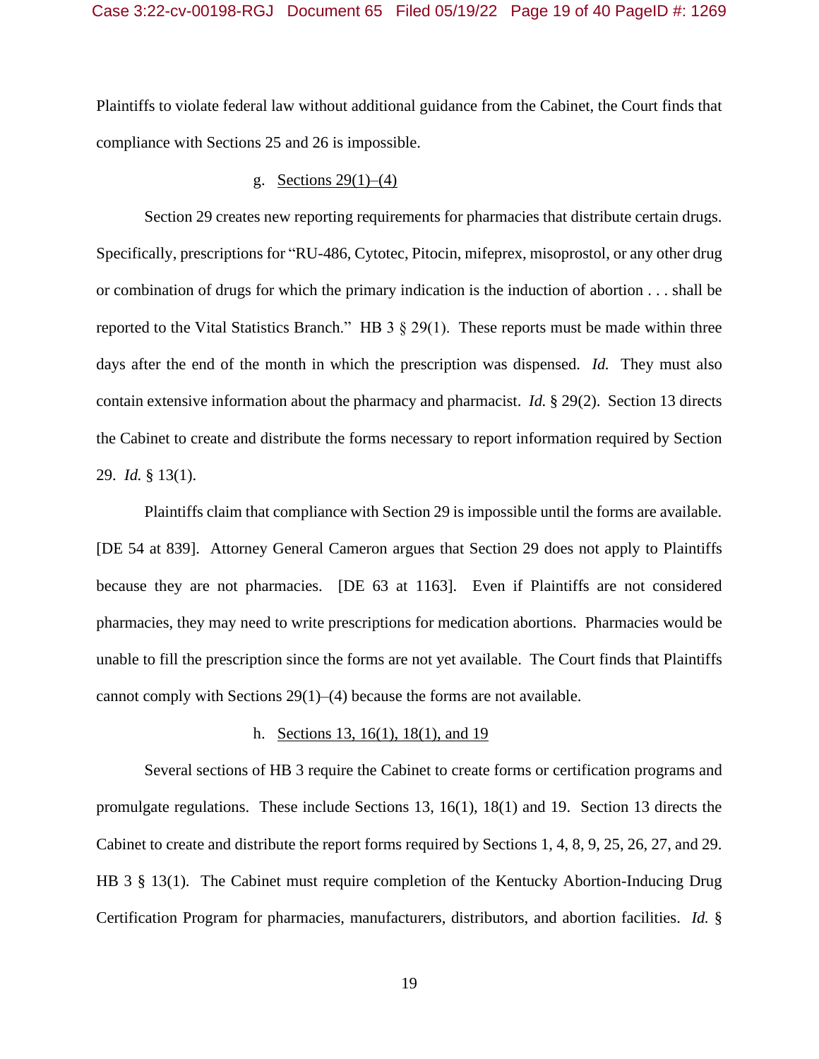Plaintiffs to violate federal law without additional guidance from the Cabinet, the Court finds that compliance with Sections 25 and 26 is impossible.

g. <u>Sections 29(1)–(4)</u>

Section 29 creates new reporting requirements for pharmacies that distribute certain drugs. Specifically, prescriptions for "RU-486, Cytotec, Pitocin, mifeprex, misoprostol, or any other drug or combination of drugs for which the primary indication is the induction of abortion . . . shall be reported to the Vital Statistics Branch." HB 3 § 29(1). These reports must be made within three days after the end of the month in which the prescription was dispensed. *Id.* They must also contain extensive information about the pharmacy and pharmacist. *Id.* § 29(2). Section 13 directs the Cabinet to create and distribute the forms necessary to report information required by Section 29. *Id.* § 13(1).

Plaintiffs claim that compliance with Section 29 is impossible until the forms are available. [DE 54 at 839]. Attorney General Cameron argues that Section 29 does not apply to Plaintiffs because they are not pharmacies. [DE 63 at 1163]. Even if Plaintiffs are not considered pharmacies, they may need to write prescriptions for medication abortions. Pharmacies would be unable to fill the prescription since the forms are not yet available. The Court finds that Plaintiffs cannot comply with Sections 29(1)–(4) because the forms are not available.

h. <u>Sections 13, 16(1), 18(1), and 19</u>

Several sections of HB 3 require the Cabinet to create forms or certification programs and promulgate regulations. These include Sections 13, 16(1), 18(1) and 19. Section 13 directs the Cabinet to create and distribute the report forms required by Sections 1, 4, 8, 9, 25, 26, 27, and 29. HB 3 § 13(1). The Cabinet must require completion of the Kentucky Abortion-Inducing Drug Certification Program for pharmacies, manufacturers, distributors, and abortion facilities. *Id.* §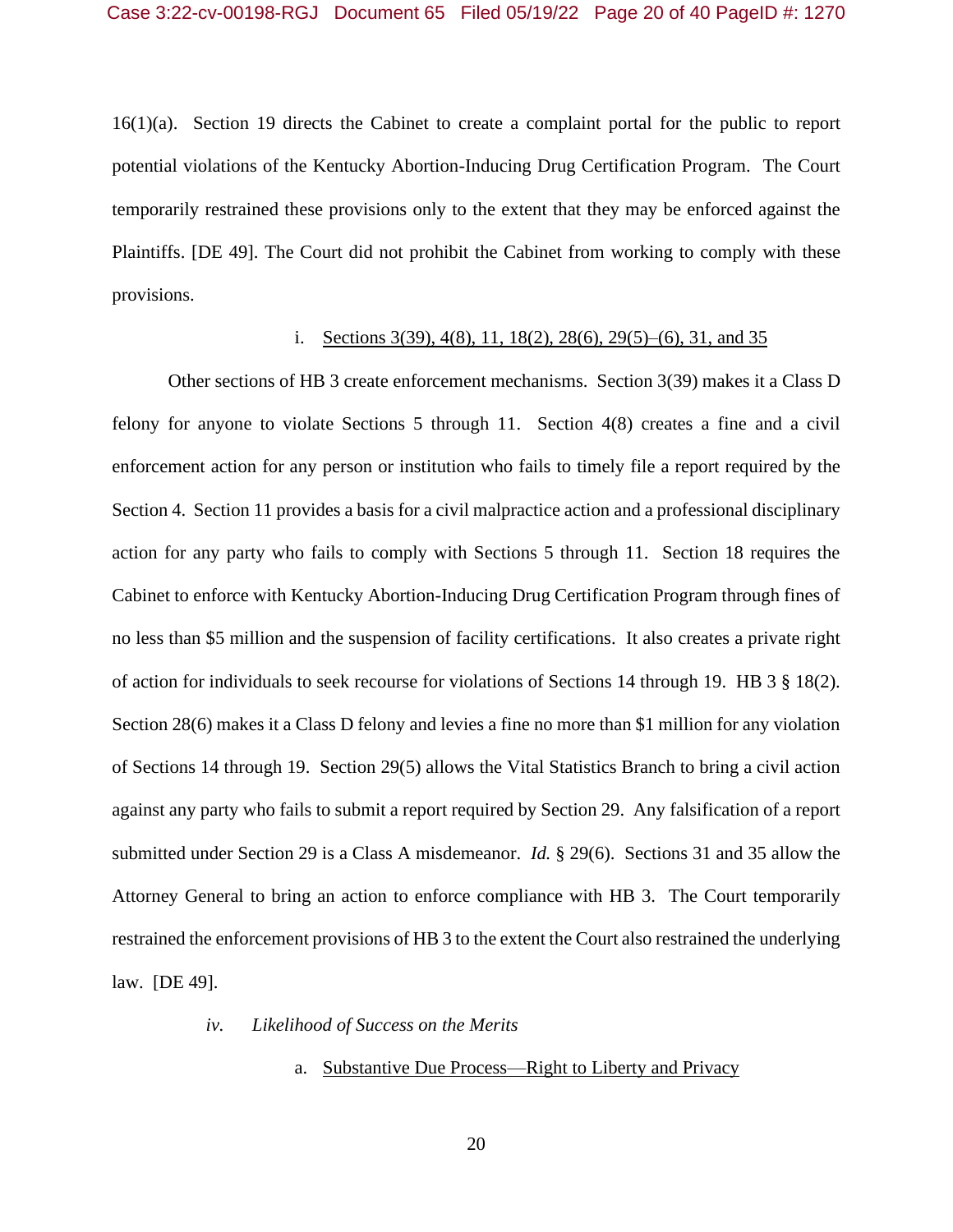16(1)(a). Section 19 directs the Cabinet to create a complaint portal for the public to report potential violations of the Kentucky Abortion-Inducing Drug Certification Program. The Court temporarily restrained these provisions only to the extent that they may be enforced against the Plaintiffs. [DE 49]. The Court did not prohibit the Cabinet from working to comply with these provisions.

i. <u>Sections 3(39), 4(8), 11, 18(2), 28(6), 29(5)–(6), 31, and 35</u>

Other sections of HB 3 create enforcement mechanisms. Section 3(39) makes it a Class D felony for anyone to violate Sections 5 through 11. Section 4(8) creates a fine and a civil enforcement action for any person or institution who fails to timely file a report required by the Section 4. Section 11 provides a basis for a civil malpractice action and a professional disciplinary action for any party who fails to comply with Sections 5 through 11. Section 18 requires the Cabinet to enforce with Kentucky Abortion-Inducing Drug Certification Program through fines of no less than $5 million and the suspension of facility certifications. It also creates a private right of action for individuals to seek recourse for violations of Sections 14 through 19. HB 3 § 18(2). Section 28(6) makes it a Class D felony and levies a fine no more than $1 million for any violation of Sections 14 through 19. Section 29(5) allows the Vital Statistics Branch to bring a civil action against any party who fails to submit a report required by Section 29. Any falsification of a report submitted under Section 29 is a Class A misdemeanor. *Id.* § 29(6). Sections 31 and 35 allow the Attorney General to bring an action to enforce compliance with HB 3. The Court temporarily restrained the enforcement provisions of HB 3 to the extent the Court also restrained the underlying law. [DE 49].

*iv. Likelihood of Success on the Merits*

a. <u>Substantive Due Process—Right to Liberty and Privacy</u>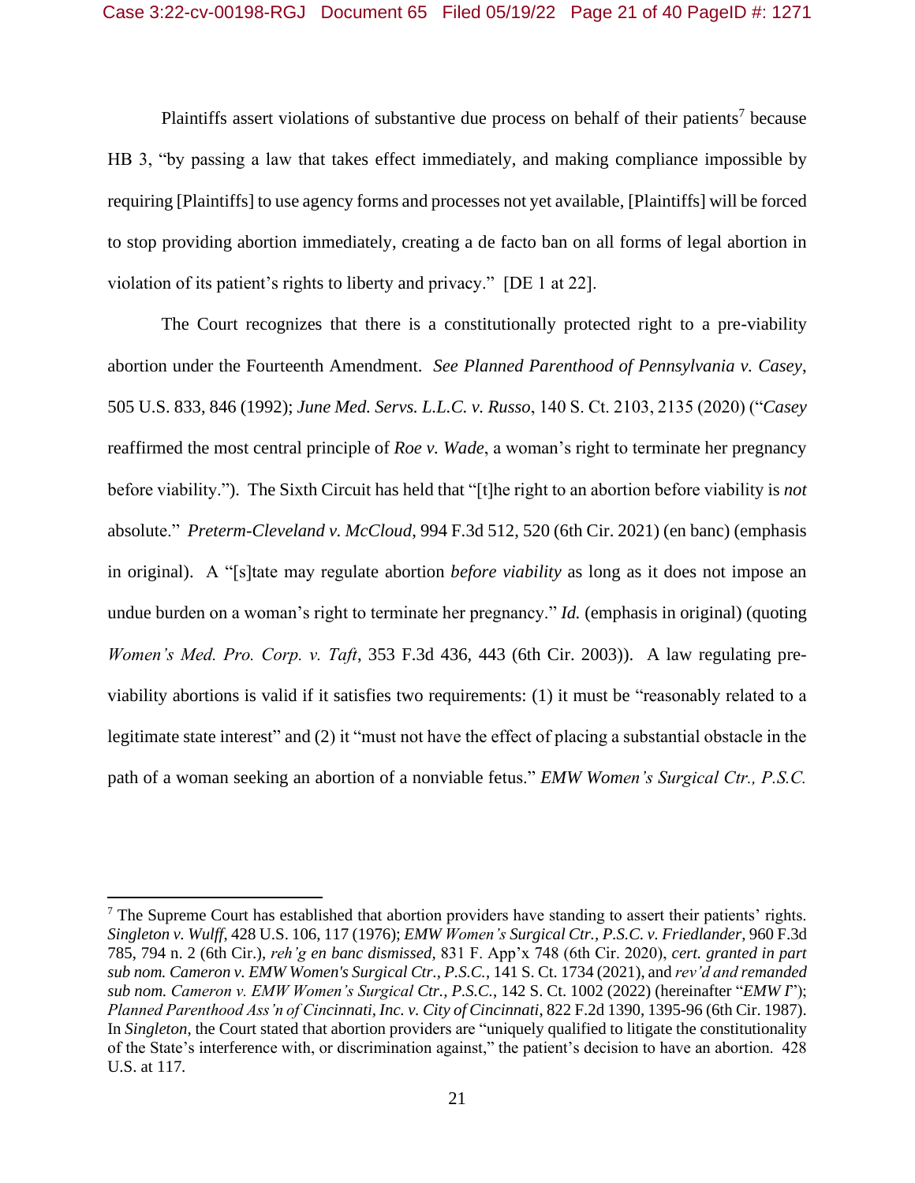Plaintiffs assert violations of substantive due process on behalf of their patients[7] because HB 3, "by passing a law that takes effect immediately, and making compliance impossible by requiring [Plaintiffs] to use agency forms and processes not yet available, [Plaintiffs] will be forced to stop providing abortion immediately, creating a de facto ban on all forms of legal abortion in violation of its patient's rights to liberty and privacy." [DE 1 at 22].

The Court recognizes that there is a constitutionally protected right to a pre-viability abortion under the Fourteenth Amendment. *See Planned Parenthood of Pennsylvania v. Casey*, 505 U.S. 833, 846 (1992); *June Med. Servs. L.L.C. v. Russo*, 140 S. Ct. 2103, 2135 (2020) ("*Casey* reaffirmed the most central principle of *Roe v. Wade*, a woman's right to terminate her pregnancy before viability."). The Sixth Circuit has held that "[t]he right to an abortion before viability is *not* absolute." *Preterm-Cleveland v. McCloud*, 994 F.3d 512, 520 (6th Cir. 2021) (en banc) (emphasis in original). A "[s]tate may regulate abortion *before viability* as long as it does not impose an undue burden on a woman's right to terminate her pregnancy." *Id.* (emphasis in original) (quoting *Women's Med. Pro. Corp. v. Taft*, 353 F.3d 436, 443 (6th Cir. 2003)). A law regulating pre-viability abortions is valid if it satisfies two requirements: (1) it must be "reasonably related to a legitimate state interest" and (2) it "must not have the effect of placing a substantial obstacle in the path of a woman seeking an abortion of a nonviable fetus." *EMW Women's Surgical Ctr., P.S.C.*

---

[7] The Supreme Court has established that abortion providers have standing to assert their patients' rights. *Singleton v. Wulff*, 428 U.S. 106, 117 (1976); *EMW Women's Surgical Ctr., P.S.C. v. Friedlander*, 960 F.3d 785, 794 n. 2 (6th Cir.), *reh'g en banc dismissed*, 831 F. App'x 748 (6th Cir. 2020), *cert. granted in part sub nom. Cameron v. EMW Women's Surgical Ctr., P.S.C.*, 141 S. Ct. 1734 (2021), and *rev'd and remanded sub nom. Cameron v. EMW Women's Surgical Ctr., P.S.C.*, 142 S. Ct. 1002 (2022) (hereinafter "*EMW I*"); *Planned Parenthood Ass'n of Cincinnati, Inc. v. City of Cincinnati*, 822 F.2d 1390, 1395-96 (6th Cir. 1987). In *Singleton*, the Court stated that abortion providers are "uniquely qualified to litigate the constitutionality of the State's interference with, or discrimination against," the patient's decision to have an abortion. 428 U.S. at 117.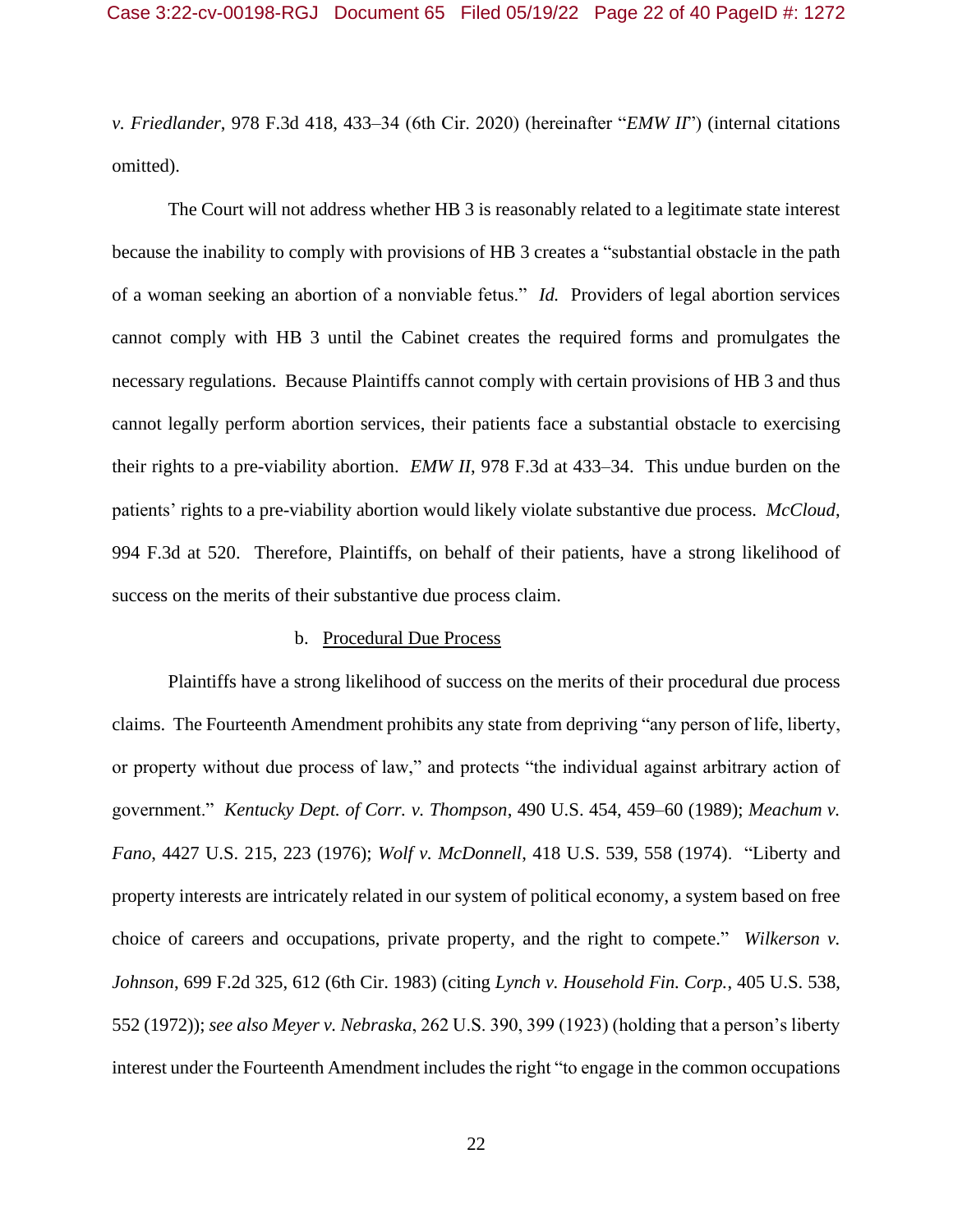*v. Friedlander*, 978 F.3d 418, 433–34 (6th Cir. 2020) (hereinafter "*EMW II*") (internal citations omitted).

The Court will not address whether HB 3 is reasonably related to a legitimate state interest because the inability to comply with provisions of HB 3 creates a "substantial obstacle in the path of a woman seeking an abortion of a nonviable fetus." *Id.* Providers of legal abortion services cannot comply with HB 3 until the Cabinet creates the required forms and promulgates the necessary regulations. Because Plaintiffs cannot comply with certain provisions of HB 3 and thus cannot legally perform abortion services, their patients face a substantial obstacle to exercising their rights to a pre-viability abortion. *EMW II*, 978 F.3d at 433–34. This undue burden on the patients' rights to a pre-viability abortion would likely violate substantive due process. *McCloud*, 994 F.3d at 520. Therefore, Plaintiffs, on behalf of their patients, have a strong likelihood of success on the merits of their substantive due process claim.

b. Procedural Due Process

Plaintiffs have a strong likelihood of success on the merits of their procedural due process claims. The Fourteenth Amendment prohibits any state from depriving "any person of life, liberty, or property without due process of law," and protects "the individual against arbitrary action of government." *Kentucky Dept. of Corr. v. Thompson*, 490 U.S. 454, 459–60 (1989); *Meachum v. Fano*, 4427 U.S. 215, 223 (1976); *Wolf v. McDonnell*, 418 U.S. 539, 558 (1974). "Liberty and property interests are intricately related in our system of political economy, a system based on free choice of careers and occupations, private property, and the right to compete." *Wilkerson v. Johnson*, 699 F.2d 325, 612 (6th Cir. 1983) (citing *Lynch v. Household Fin. Corp.*, 405 U.S. 538, 552 (1972)); *see also Meyer v. Nebraska*, 262 U.S. 390, 399 (1923) (holding that a person's liberty interest under the Fourteenth Amendment includes the right "to engage in the common occupations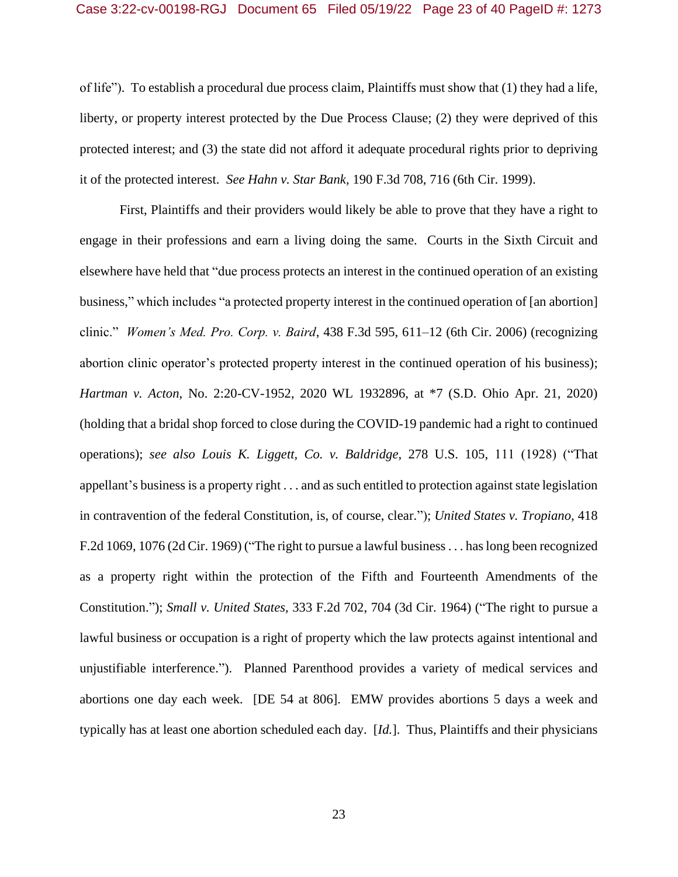of life"). To establish a procedural due process claim, Plaintiffs must show that (1) they had a life, liberty, or property interest protected by the Due Process Clause; (2) they were deprived of this protected interest; and (3) the state did not afford it adequate procedural rights prior to depriving it of the protected interest. *See Hahn v. Star Bank,* 190 F.3d 708, 716 (6th Cir. 1999).

First, Plaintiffs and their providers would likely be able to prove that they have a right to engage in their professions and earn a living doing the same. Courts in the Sixth Circuit and elsewhere have held that "due process protects an interest in the continued operation of an existing business," which includes "a protected property interest in the continued operation of [an abortion] clinic." *Women's Med. Pro. Corp. v. Baird*, 438 F.3d 595, 611–12 (6th Cir. 2006) (recognizing abortion clinic operator's protected property interest in the continued operation of his business); *Hartman v. Acton*, No. 2:20-CV-1952, 2020 WL 1932896, at *7 (S.D. Ohio Apr. 21, 2020) (holding that a bridal shop forced to close during the COVID-19 pandemic had a right to continued operations); *see also Louis K. Liggett, Co. v. Baldridge*, 278 U.S. 105, 111 (1928) ("That appellant's business is a property right . . . and as such entitled to protection against state legislation in contravention of the federal Constitution, is, of course, clear."); *United States v. Tropiano,* 418 F.2d 1069, 1076 (2d Cir. 1969) ("The right to pursue a lawful business . . . has long been recognized as a property right within the protection of the Fifth and Fourteenth Amendments of the Constitution."); *Small v. United States,* 333 F.2d 702, 704 (3d Cir. 1964) ("The right to pursue a lawful business or occupation is a right of property which the law protects against intentional and unjustifiable interference."). Planned Parenthood provides a variety of medical services and abortions one day each week. [DE 54 at 806]. EMW provides abortions 5 days a week and typically has at least one abortion scheduled each day. [*Id.*]. Thus, Plaintiffs and their physicians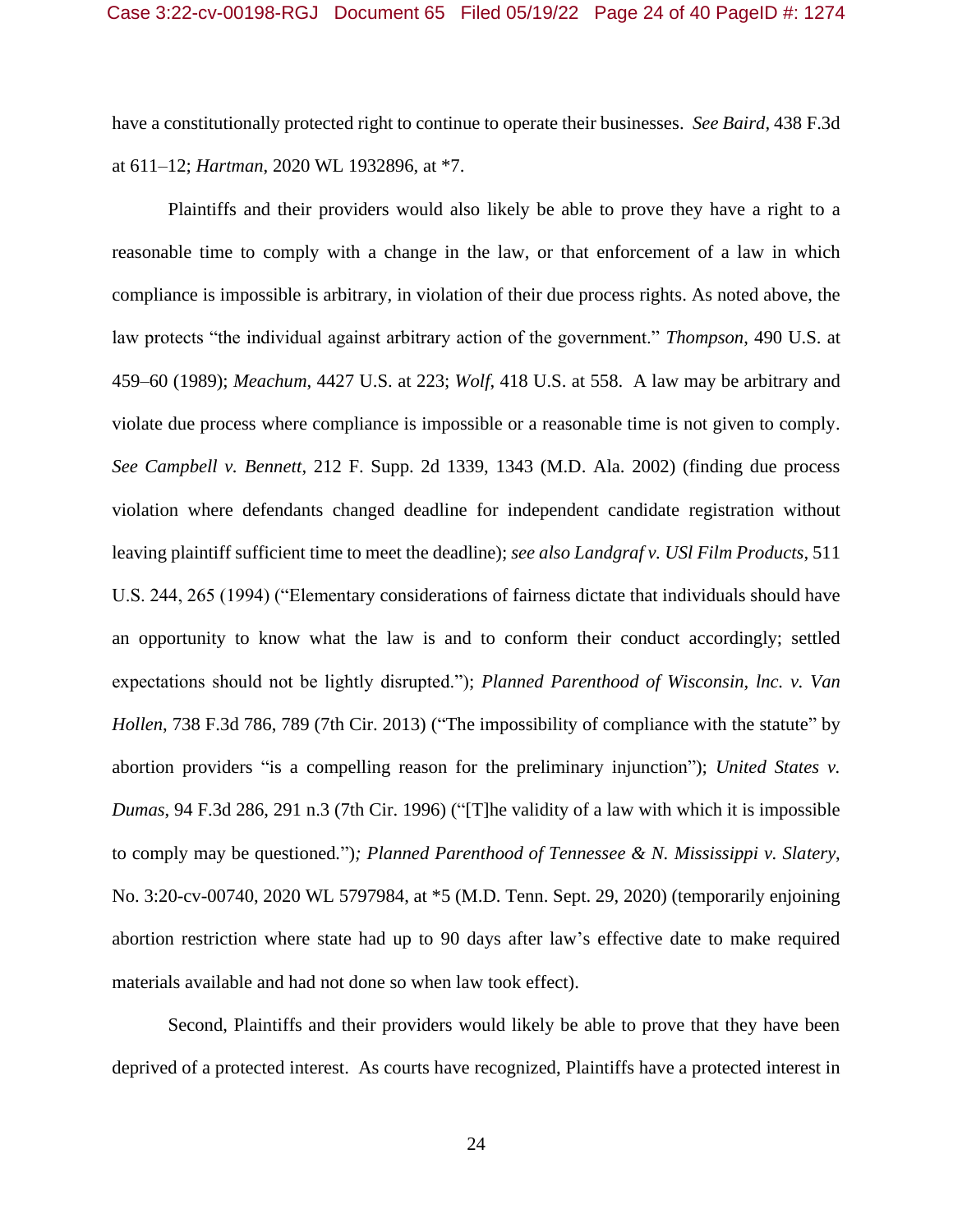have a constitutionally protected right to continue to operate their businesses. *See Baird*, 438 F.3d at 611–12; *Hartman*, 2020 WL 1932896, at *7.

Plaintiffs and their providers would also likely be able to prove they have a right to a reasonable time to comply with a change in the law, or that enforcement of a law in which compliance is impossible is arbitrary, in violation of their due process rights. As noted above, the law protects "the individual against arbitrary action of the government." *Thompson*, 490 U.S. at 459–60 (1989); *Meachum*, 4427 U.S. at 223; *Wolf*, 418 U.S. at 558. A law may be arbitrary and violate due process where compliance is impossible or a reasonable time is not given to comply. *See Campbell v. Bennett*, 212 F. Supp. 2d 1339, 1343 (M.D. Ala. 2002) (finding due process violation where defendants changed deadline for independent candidate registration without leaving plaintiff sufficient time to meet the deadline); *see also Landgraf v. USl Film Products*, 511 U.S. 244, 265 (1994) ("Elementary considerations of fairness dictate that individuals should have an opportunity to know what the law is and to conform their conduct accordingly; settled expectations should not be lightly disrupted."); *Planned Parenthood of Wisconsin, lnc. v. Van Hollen*, 738 F.3d 786, 789 (7th Cir. 2013) ("The impossibility of compliance with the statute" by abortion providers "is a compelling reason for the preliminary injunction"); *United States v. Dumas*, 94 F.3d 286, 291 n.3 (7th Cir. 1996) ("[T]he validity of a law with which it is impossible to comply may be questioned."); *Planned Parenthood of Tennessee & N. Mississippi v. Slatery*, No. 3:20-cv-00740, 2020 WL 5797984, at *5 (M.D. Tenn. Sept. 29, 2020) (temporarily enjoining abortion restriction where state had up to 90 days after law's effective date to make required materials available and had not done so when law took effect).

Second, Plaintiffs and their providers would likely be able to prove that they have been deprived of a protected interest. As courts have recognized, Plaintiffs have a protected interest in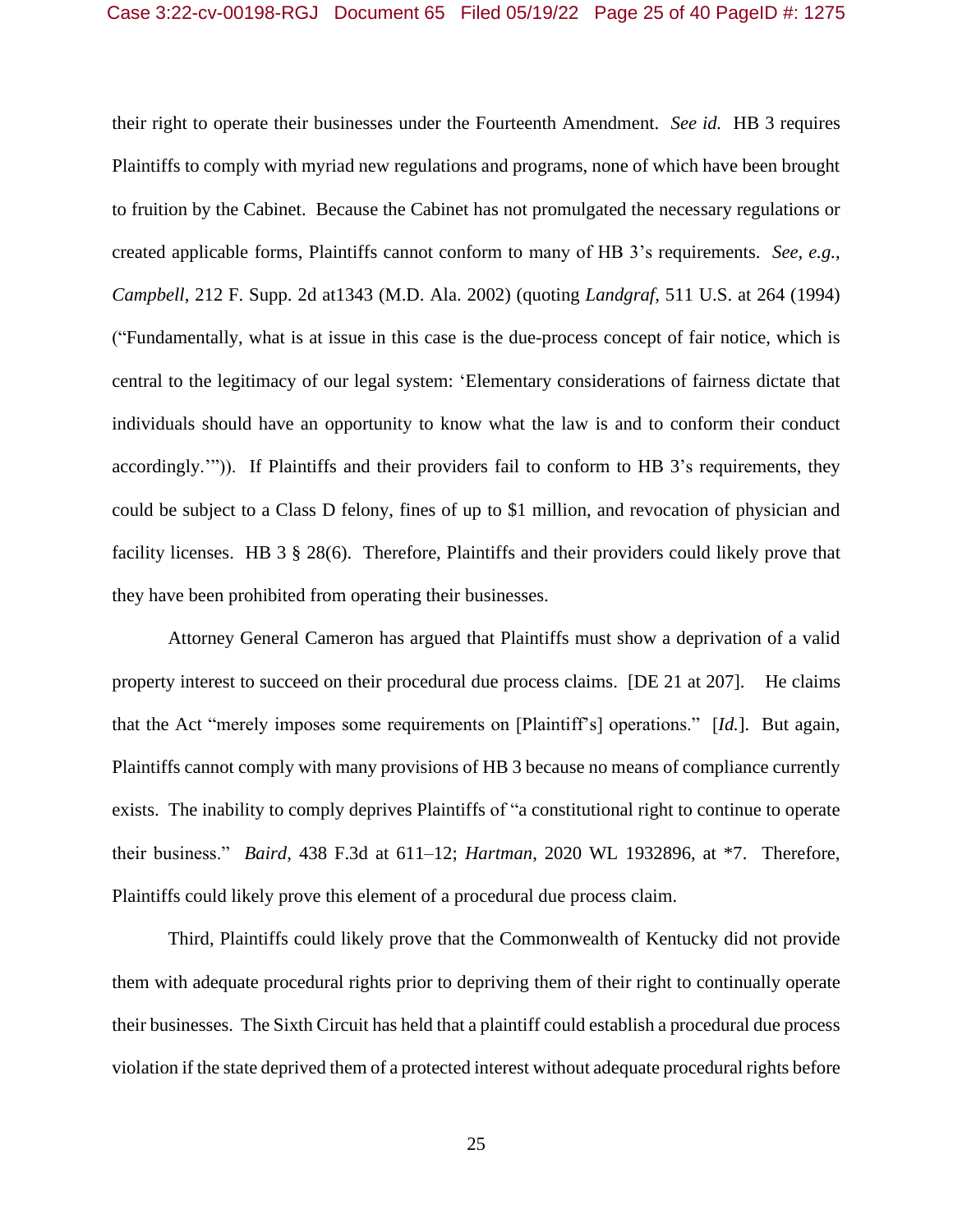their right to operate their businesses under the Fourteenth Amendment. *See id.* HB 3 requires Plaintiffs to comply with myriad new regulations and programs, none of which have been brought to fruition by the Cabinet. Because the Cabinet has not promulgated the necessary regulations or created applicable forms, Plaintiffs cannot conform to many of HB 3's requirements. *See, e.g.*, *Campbell*, 212 F. Supp. 2d at1343 (M.D. Ala. 2002) (quoting *Landgraf,* 511 U.S. at 264 (1994) ("Fundamentally, what is at issue in this case is the due-process concept of fair notice, which is central to the legitimacy of our legal system: 'Elementary considerations of fairness dictate that individuals should have an opportunity to know what the law is and to conform their conduct accordingly.'")). If Plaintiffs and their providers fail to conform to HB 3's requirements, they could be subject to a Class D felony, fines of up to $1 million, and revocation of physician and facility licenses. HB 3 § 28(6). Therefore, Plaintiffs and their providers could likely prove that they have been prohibited from operating their businesses.

Attorney General Cameron has argued that Plaintiffs must show a deprivation of a valid property interest to succeed on their procedural due process claims. [DE 21 at 207]. He claims that the Act "merely imposes some requirements on [Plaintiff's] operations." [*Id.*]. But again, Plaintiffs cannot comply with many provisions of HB 3 because no means of compliance currently exists. The inability to comply deprives Plaintiffs of "a constitutional right to continue to operate their business." *Baird*, 438 F.3d at 611–12; *Hartman*, 2020 WL 1932896, at *7. Therefore, Plaintiffs could likely prove this element of a procedural due process claim.

Third, Plaintiffs could likely prove that the Commonwealth of Kentucky did not provide them with adequate procedural rights prior to depriving them of their right to continually operate their businesses. The Sixth Circuit has held that a plaintiff could establish a procedural due process violation if the state deprived them of a protected interest without adequate procedural rights before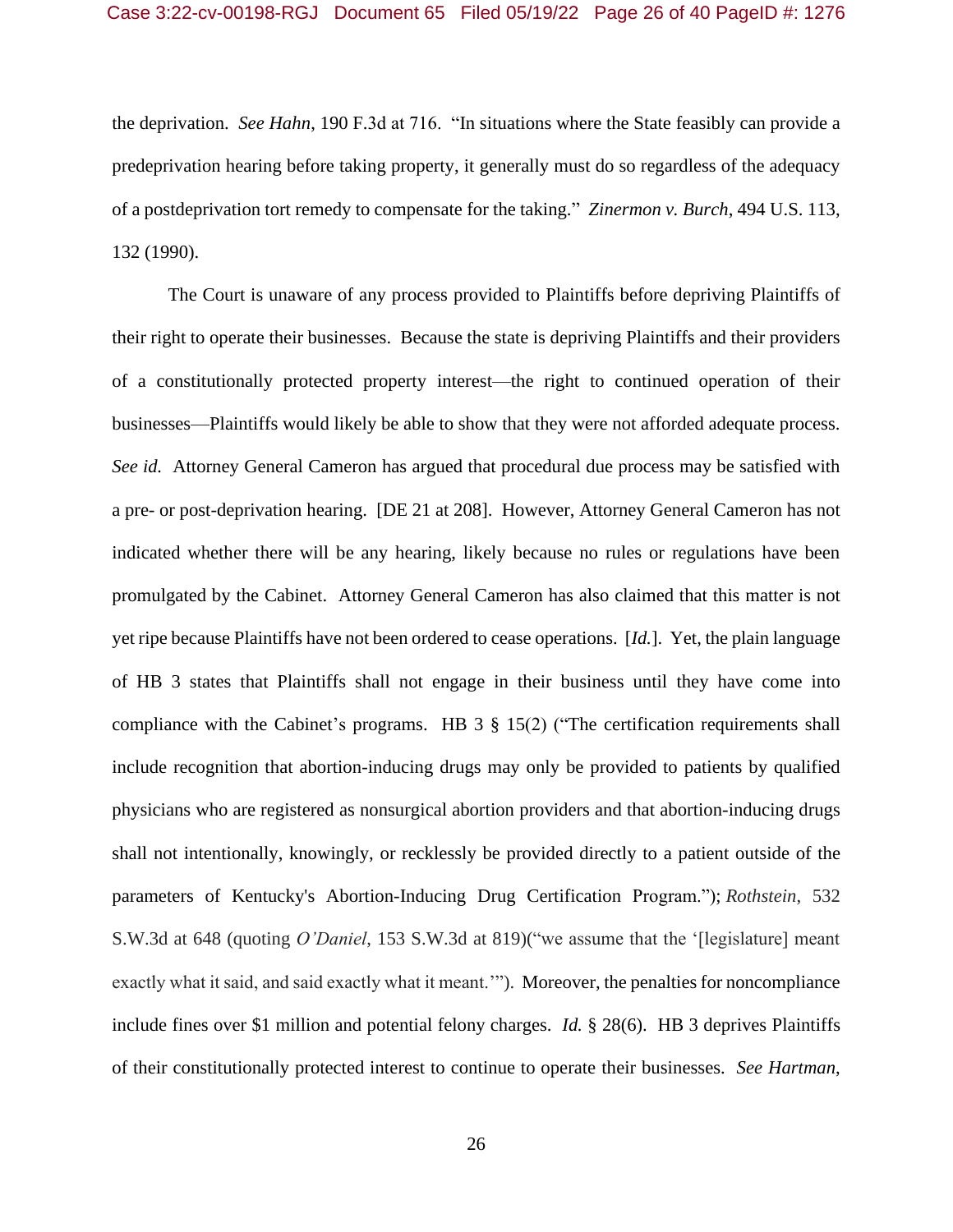the deprivation. *See Hahn*, 190 F.3d at 716. "In situations where the State feasibly can provide a predeprivation hearing before taking property, it generally must do so regardless of the adequacy of a postdeprivation tort remedy to compensate for the taking." *Zinermon v. Burch*, 494 U.S. 113, 132 (1990).

The Court is unaware of any process provided to Plaintiffs before depriving Plaintiffs of their right to operate their businesses. Because the state is depriving Plaintiffs and their providers of a constitutionally protected property interest—the right to continued operation of their businesses—Plaintiffs would likely be able to show that they were not afforded adequate process. *See id.* Attorney General Cameron has argued that procedural due process may be satisfied with a pre- or post-deprivation hearing. [DE 21 at 208]. However, Attorney General Cameron has not indicated whether there will be any hearing, likely because no rules or regulations have been promulgated by the Cabinet. Attorney General Cameron has also claimed that this matter is not yet ripe because Plaintiffs have not been ordered to cease operations. [*Id.*]. Yet, the plain language of HB 3 states that Plaintiffs shall not engage in their business until they have come into compliance with the Cabinet's programs. HB 3 § 15(2) ("The certification requirements shall include recognition that abortion-inducing drugs may only be provided to patients by qualified physicians who are registered as nonsurgical abortion providers and that abortion-inducing drugs shall not intentionally, knowingly, or recklessly be provided directly to a patient outside of the parameters of Kentucky's Abortion-Inducing Drug Certification Program."); *Rothstein*, 532 S.W.3d at 648 (quoting *O'Daniel*, 153 S.W.3d at 819)("we assume that the '[legislature] meant exactly what it said, and said exactly what it meant.'"). Moreover, the penalties for noncompliance include fines over $1 million and potential felony charges. *Id.* § 28(6). HB 3 deprives Plaintiffs of their constitutionally protected interest to continue to operate their businesses. *See Hartman*,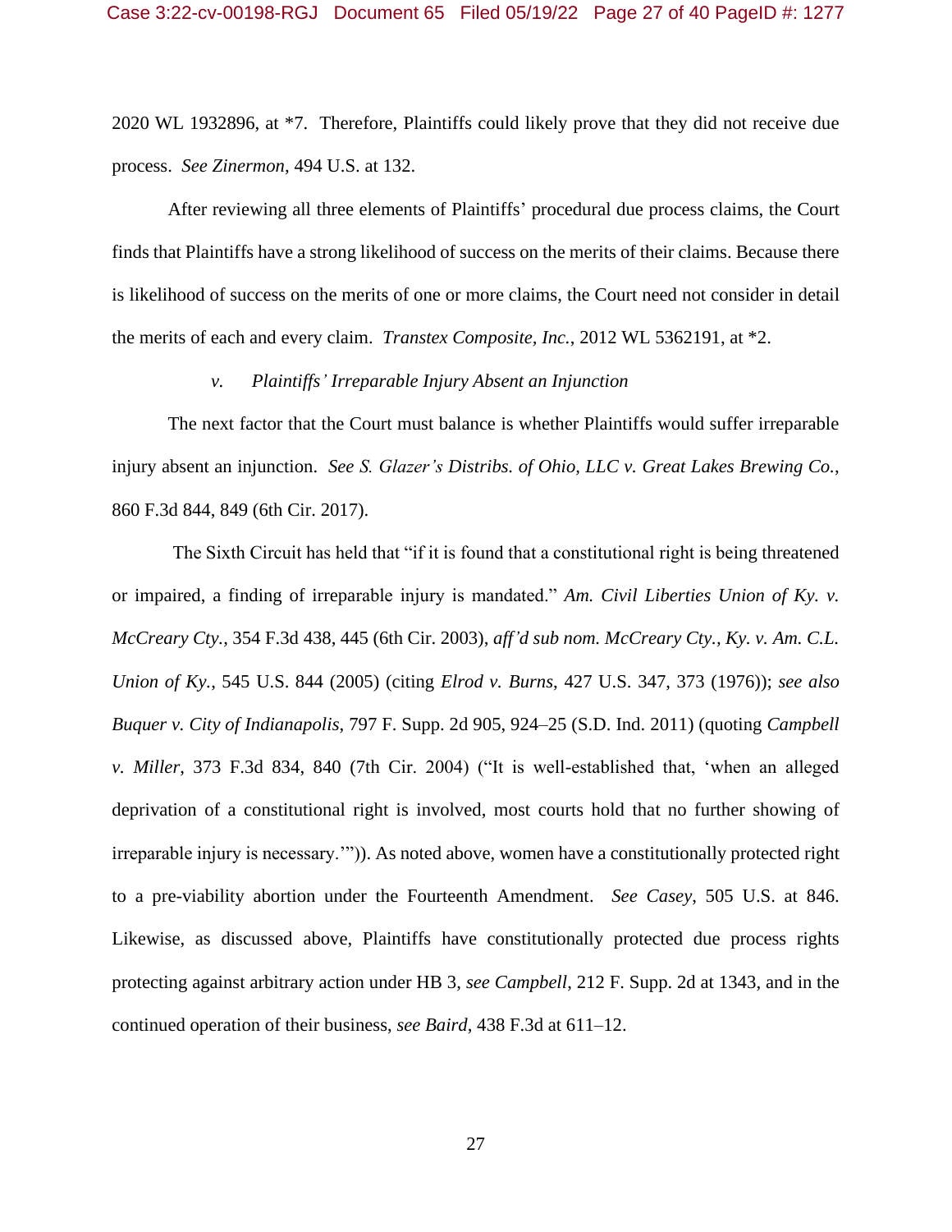2020 WL 1932896, at *7. Therefore, Plaintiffs could likely prove that they did not receive due process. *See Zinermon*, 494 U.S. at 132.

After reviewing all three elements of Plaintiffs' procedural due process claims, the Court finds that Plaintiffs have a strong likelihood of success on the merits of their claims. Because there is likelihood of success on the merits of one or more claims, the Court need not consider in detail the merits of each and every claim. *Transtex Composite, Inc.*, 2012 WL 5362191, at *2.

*v. Plaintiffs' Irreparable Injury Absent an Injunction*

The next factor that the Court must balance is whether Plaintiffs would suffer irreparable injury absent an injunction. *See S. Glazer's Distribs. of Ohio, LLC v. Great Lakes Brewing Co.*, 860 F.3d 844, 849 (6th Cir. 2017).

The Sixth Circuit has held that "if it is found that a constitutional right is being threatened or impaired, a finding of irreparable injury is mandated." *Am. Civil Liberties Union of Ky. v. McCreary Cty.*, 354 F.3d 438, 445 (6th Cir. 2003), *aff'd sub nom. McCreary Cty., Ky. v. Am. C.L. Union of Ky.*, 545 U.S. 844 (2005) (citing *Elrod v. Burns*, 427 U.S. 347, 373 (1976)); *see also Buquer v. City of Indianapolis*, 797 F. Supp. 2d 905, 924–25 (S.D. Ind. 2011) (quoting *Campbell v. Miller*, 373 F.3d 834, 840 (7th Cir. 2004) ("It is well-established that, 'when an alleged deprivation of a constitutional right is involved, most courts hold that no further showing of irreparable injury is necessary.'")). As noted above, women have a constitutionally protected right to a pre-viability abortion under the Fourteenth Amendment. *See Casey*, 505 U.S. at 846. Likewise, as discussed above, Plaintiffs have constitutionally protected due process rights protecting against arbitrary action under HB 3, *see Campbell*, 212 F. Supp. 2d at 1343, and in the continued operation of their business, *see Baird*, 438 F.3d at 611–12.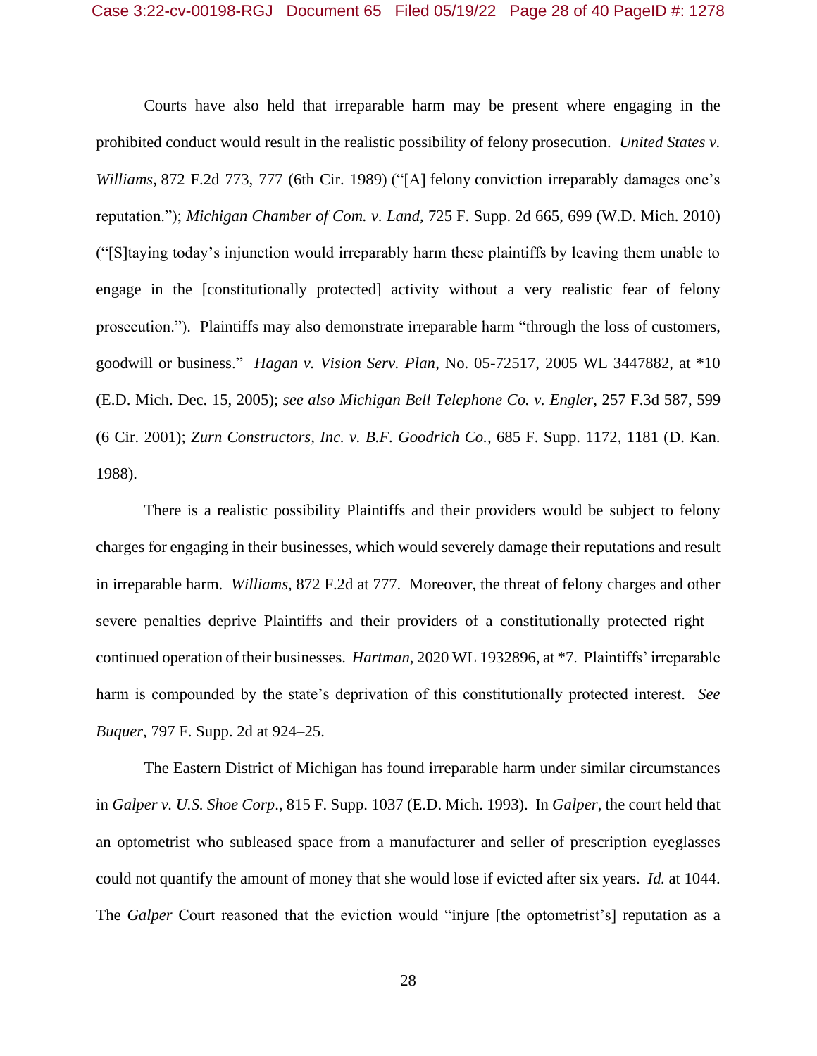Courts have also held that irreparable harm may be present where engaging in the prohibited conduct would result in the realistic possibility of felony prosecution. *United States v. Williams*, 872 F.2d 773, 777 (6th Cir. 1989) ("[A] felony conviction irreparably damages one's reputation."); *Michigan Chamber of Com. v. Land*, 725 F. Supp. 2d 665, 699 (W.D. Mich. 2010) ("[S]taying today's injunction would irreparably harm these plaintiffs by leaving them unable to engage in the [constitutionally protected] activity without a very realistic fear of felony prosecution."). Plaintiffs may also demonstrate irreparable harm "through the loss of customers, goodwill or business." *Hagan v. Vision Serv. Plan*, No. 05-72517, 2005 WL 3447882, at *10 (E.D. Mich. Dec. 15, 2005); *see also Michigan Bell Telephone Co. v. Engler*, 257 F.3d 587, 599 (6 Cir. 2001); *Zurn Constructors, Inc. v. B.F. Goodrich Co.*, 685 F. Supp. 1172, 1181 (D. Kan. 1988).

There is a realistic possibility Plaintiffs and their providers would be subject to felony charges for engaging in their businesses, which would severely damage their reputations and result in irreparable harm. *Williams*, 872 F.2d at 777. Moreover, the threat of felony charges and other severe penalties deprive Plaintiffs and their providers of a constitutionally protected right—continued operation of their businesses. *Hartman*, 2020 WL 1932896, at *7. Plaintiffs' irreparable harm is compounded by the state's deprivation of this constitutionally protected interest. *See Buquer*, 797 F. Supp. 2d at 924–25.

The Eastern District of Michigan has found irreparable harm under similar circumstances in *Galper v. U.S. Shoe Corp*., 815 F. Supp. 1037 (E.D. Mich. 1993). In *Galper*, the court held that an optometrist who subleased space from a manufacturer and seller of prescription eyeglasses could not quantify the amount of money that she would lose if evicted after six years. *Id.* at 1044. The *Galper* Court reasoned that the eviction would "injure [the optometrist's] reputation as a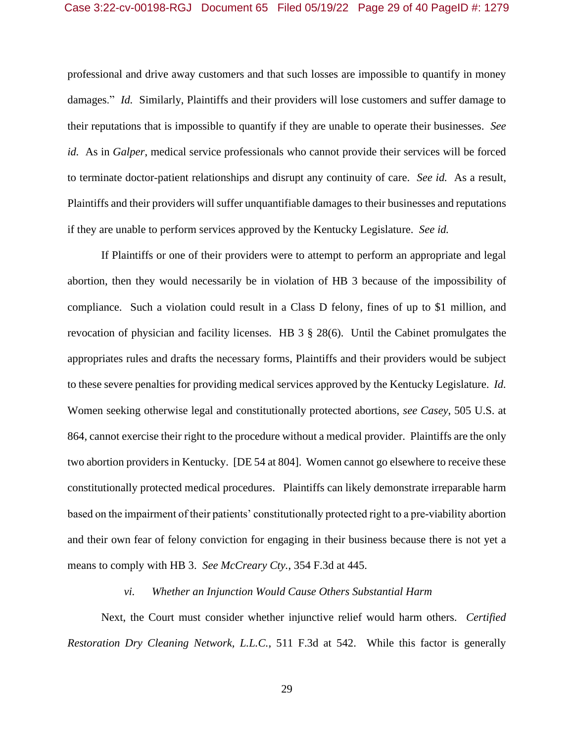professional and drive away customers and that such losses are impossible to quantify in money damages." *Id.* Similarly, Plaintiffs and their providers will lose customers and suffer damage to their reputations that is impossible to quantify if they are unable to operate their businesses. *See id.* As in *Galper*, medical service professionals who cannot provide their services will be forced to terminate doctor-patient relationships and disrupt any continuity of care. *See id.* As a result, Plaintiffs and their providers will suffer unquantifiable damages to their businesses and reputations if they are unable to perform services approved by the Kentucky Legislature. *See id.*

If Plaintiffs or one of their providers were to attempt to perform an appropriate and legal abortion, then they would necessarily be in violation of HB 3 because of the impossibility of compliance. Such a violation could result in a Class D felony, fines of up to $1 million, and revocation of physician and facility licenses. HB 3 § 28(6). Until the Cabinet promulgates the appropriates rules and drafts the necessary forms, Plaintiffs and their providers would be subject to these severe penalties for providing medical services approved by the Kentucky Legislature. *Id.* Women seeking otherwise legal and constitutionally protected abortions, *see Casey*, 505 U.S. at 864, cannot exercise their right to the procedure without a medical provider. Plaintiffs are the only two abortion providers in Kentucky. [DE 54 at 804]. Women cannot go elsewhere to receive these constitutionally protected medical procedures. Plaintiffs can likely demonstrate irreparable harm based on the impairment of their patients' constitutionally protected right to a pre-viability abortion and their own fear of felony conviction for engaging in their business because there is not yet a means to comply with HB 3. *See McCreary Cty.*, 354 F.3d at 445.

*vi. Whether an Injunction Would Cause Others Substantial Harm*

Next, the Court must consider whether injunctive relief would harm others. *Certified Restoration Dry Cleaning Network, L.L.C.*, 511 F.3d at 542. While this factor is generally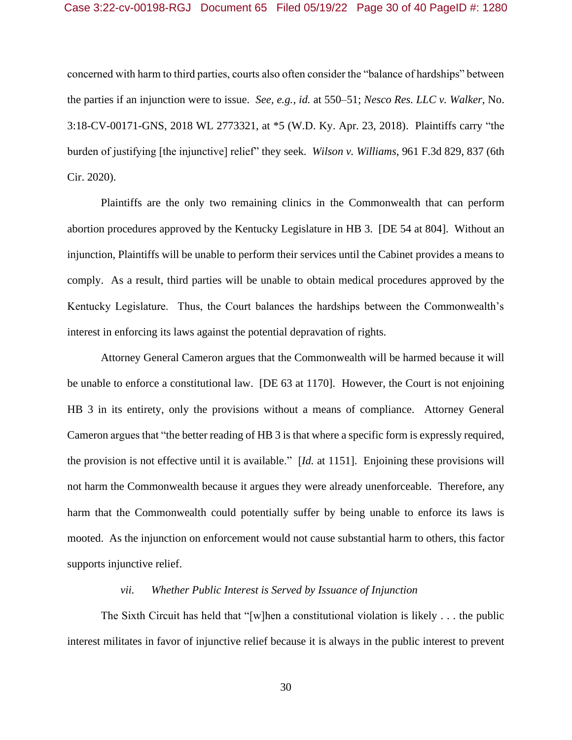concerned with harm to third parties, courts also often consider the "balance of hardships" between the parties if an injunction were to issue. *See, e.g.*, *id.* at 550–51; *Nesco Res. LLC v. Walker*, No. 3:18-CV-00171-GNS, 2018 WL 2773321, at *5 (W.D. Ky. Apr. 23, 2018). Plaintiffs carry "the burden of justifying [the injunctive] relief" they seek. *Wilson v. Williams*, 961 F.3d 829, 837 (6th Cir. 2020).

Plaintiffs are the only two remaining clinics in the Commonwealth that can perform abortion procedures approved by the Kentucky Legislature in HB 3. [DE 54 at 804]. Without an injunction, Plaintiffs will be unable to perform their services until the Cabinet provides a means to comply. As a result, third parties will be unable to obtain medical procedures approved by the Kentucky Legislature. Thus, the Court balances the hardships between the Commonwealth's interest in enforcing its laws against the potential depravation of rights.

Attorney General Cameron argues that the Commonwealth will be harmed because it will be unable to enforce a constitutional law. [DE 63 at 1170]. However, the Court is not enjoining HB 3 in its entirety, only the provisions without a means of compliance. Attorney General Cameron argues that "the better reading of HB 3 is that where a specific form is expressly required, the provision is not effective until it is available." [*Id.* at 1151]. Enjoining these provisions will not harm the Commonwealth because it argues they were already unenforceable. Therefore, any harm that the Commonwealth could potentially suffer by being unable to enforce its laws is mooted. As the injunction on enforcement would not cause substantial harm to others, this factor supports injunctive relief.

*vii. Whether Public Interest is Served by Issuance of Injunction*

The Sixth Circuit has held that "[w]hen a constitutional violation is likely . . . the public interest militates in favor of injunctive relief because it is always in the public interest to prevent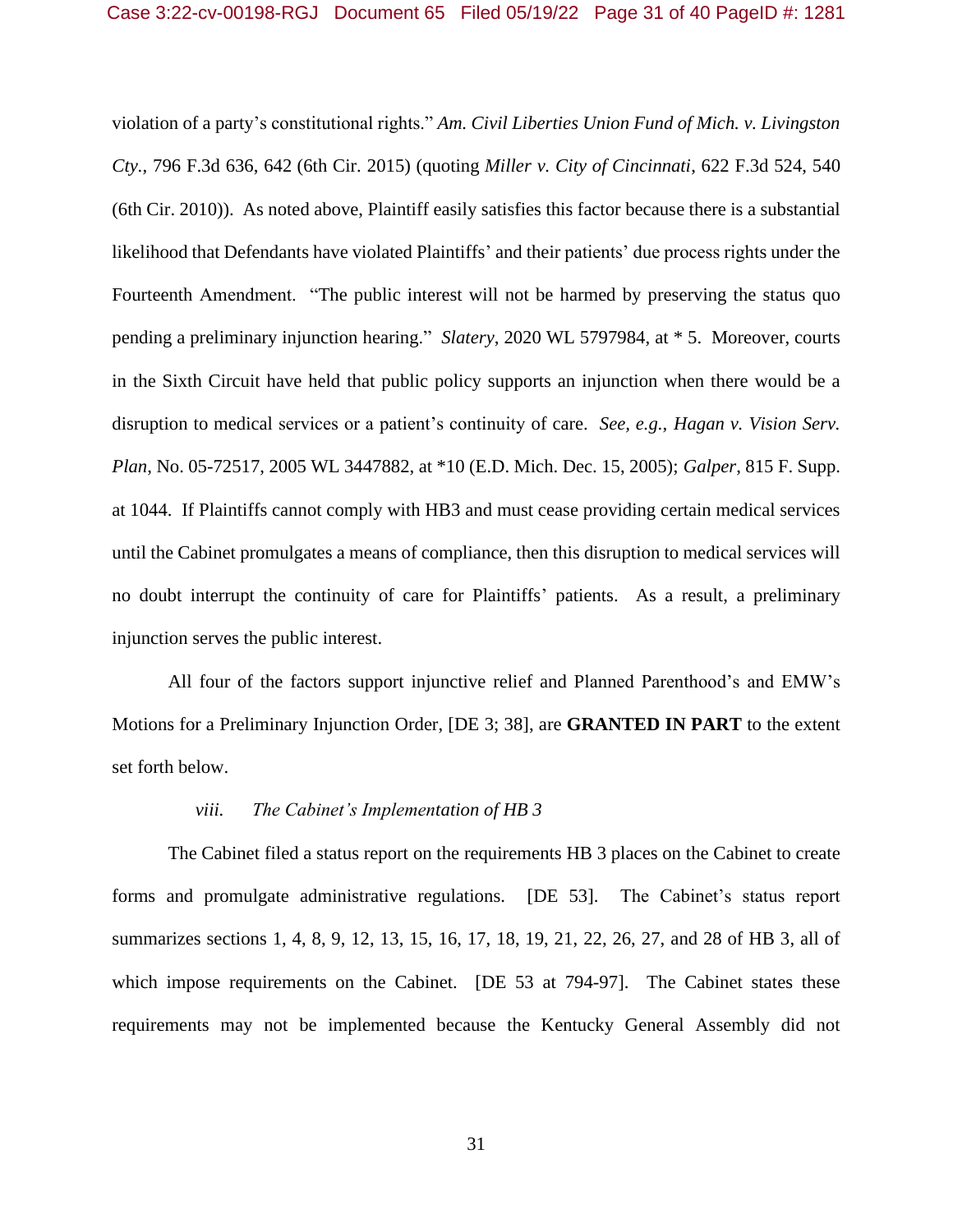violation of a party's constitutional rights." *Am. Civil Liberties Union Fund of Mich. v. Livingston Cty.*, 796 F.3d 636, 642 (6th Cir. 2015) (quoting *Miller v. City of Cincinnati*, 622 F.3d 524, 540 (6th Cir. 2010)). As noted above, Plaintiff easily satisfies this factor because there is a substantial likelihood that Defendants have violated Plaintiffs' and their patients' due process rights under the Fourteenth Amendment. "The public interest will not be harmed by preserving the status quo pending a preliminary injunction hearing." *Slatery*, 2020 WL 5797984, at * 5. Moreover, courts in the Sixth Circuit have held that public policy supports an injunction when there would be a disruption to medical services or a patient's continuity of care. *See, e.g., Hagan v. Vision Serv. Plan*, No. 05-72517, 2005 WL 3447882, at *10 (E.D. Mich. Dec. 15, 2005); *Galper*, 815 F. Supp. at 1044. If Plaintiffs cannot comply with HB3 and must cease providing certain medical services until the Cabinet promulgates a means of compliance, then this disruption to medical services will no doubt interrupt the continuity of care for Plaintiffs' patients. As a result, a preliminary injunction serves the public interest.

All four of the factors support injunctive relief and Planned Parenthood's and EMW's Motions for a Preliminary Injunction Order, [DE 3; 38], are **GRANTED IN PART** to the extent set forth below.

*viii. The Cabinet's Implementation of HB 3*

The Cabinet filed a status report on the requirements HB 3 places on the Cabinet to create forms and promulgate administrative regulations. [DE 53]. The Cabinet's status report summarizes sections 1, 4, 8, 9, 12, 13, 15, 16, 17, 18, 19, 21, 22, 26, 27, and 28 of HB 3, all of which impose requirements on the Cabinet. [DE 53 at 794-97]. The Cabinet states these requirements may not be implemented because the Kentucky General Assembly did not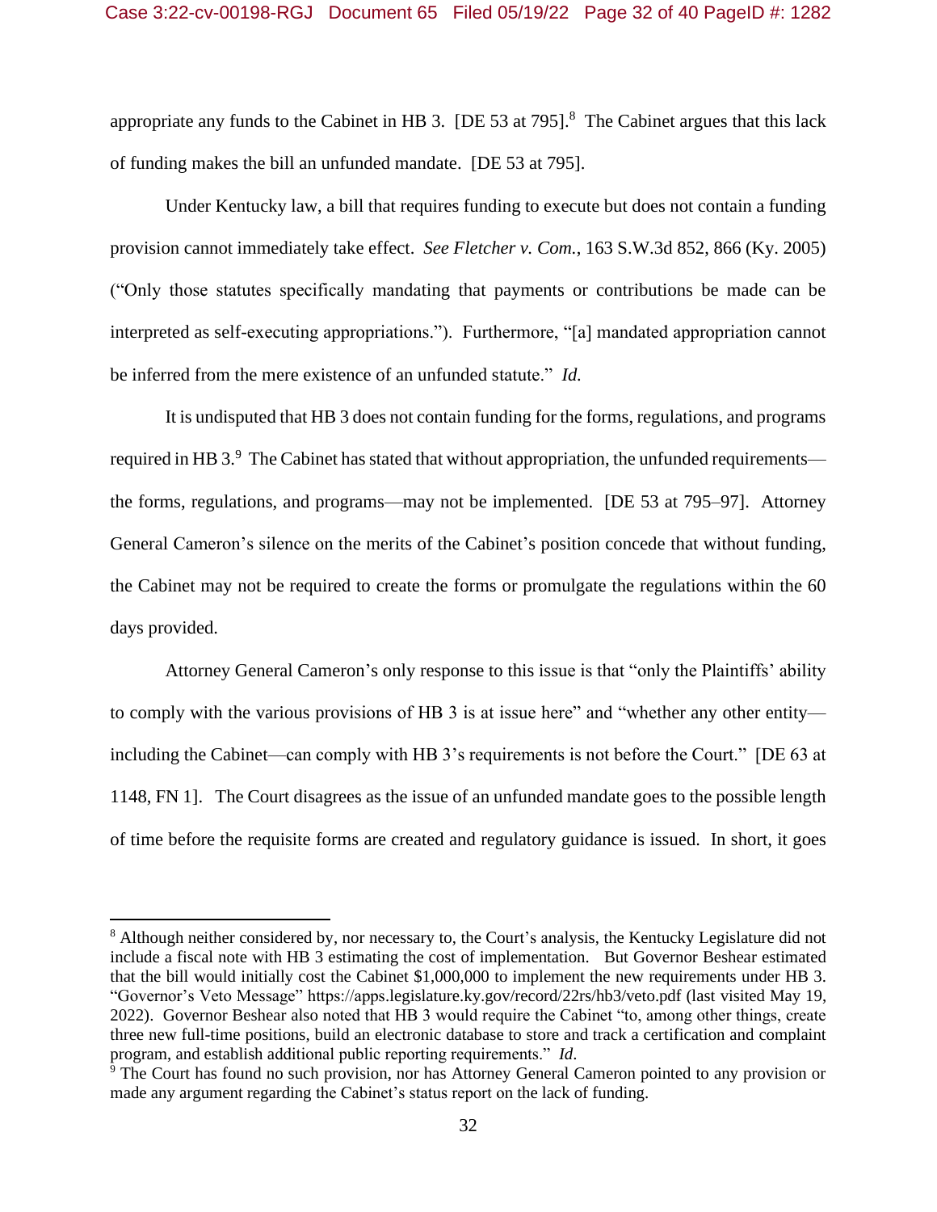appropriate any funds to the Cabinet in HB 3. [DE 53 at 795].[8] The Cabinet argues that this lack of funding makes the bill an unfunded mandate. [DE 53 at 795].

Under Kentucky law, a bill that requires funding to execute but does not contain a funding provision cannot immediately take effect. *See Fletcher v. Com.*, 163 S.W.3d 852, 866 (Ky. 2005) ("Only those statutes specifically mandating that payments or contributions be made can be interpreted as self-executing appropriations."). Furthermore, "[a] mandated appropriation cannot be inferred from the mere existence of an unfunded statute." *Id.*

It is undisputed that HB 3 does not contain funding for the forms, regulations, and programs required in HB 3.[9] The Cabinet has stated that without appropriation, the unfunded requirements—the forms, regulations, and programs—may not be implemented. [DE 53 at 795–97]. Attorney General Cameron's silence on the merits of the Cabinet's position concede that without funding, the Cabinet may not be required to create the forms or promulgate the regulations within the 60 days provided.

Attorney General Cameron's only response to this issue is that "only the Plaintiffs' ability to comply with the various provisions of HB 3 is at issue here" and "whether any other entity—including the Cabinet—can comply with HB 3's requirements is not before the Court." [DE 63 at 1148, FN 1]. The Court disagrees as the issue of an unfunded mandate goes to the possible length of time before the requisite forms are created and regulatory guidance is issued. In short, it goes

---

[8] Although neither considered by, nor necessary to, the Court's analysis, the Kentucky Legislature did not include a fiscal note with HB 3 estimating the cost of implementation. But Governor Beshear estimated that the bill would initially cost the Cabinet $1,000,000 to implement the new requirements under HB 3. "Governor's Veto Message" https://apps.legislature.ky.gov/record/22rs/hb3/veto.pdf (last visited May 19, 2022). Governor Beshear also noted that HB 3 would require the Cabinet "to, among other things, create three new full-time positions, build an electronic database to store and track a certification and complaint program, and establish additional public reporting requirements." *Id*.

[9] The Court has found no such provision, nor has Attorney General Cameron pointed to any provision or made any argument regarding the Cabinet's status report on the lack of funding.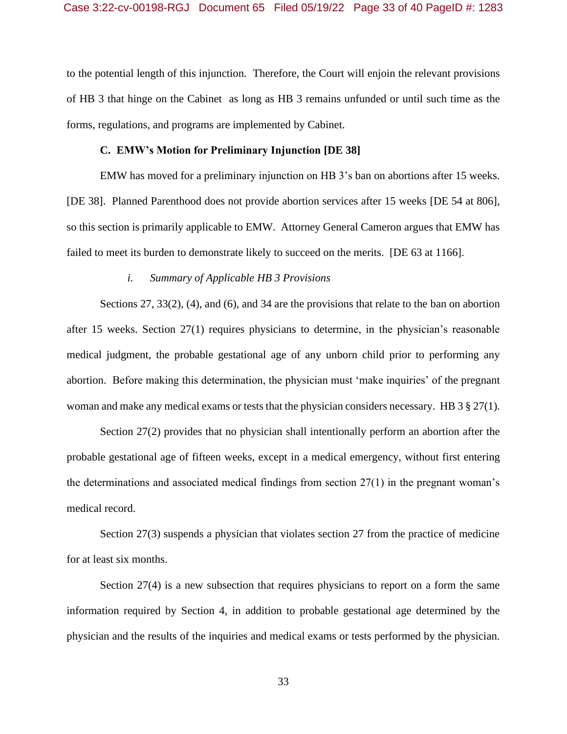to the potential length of this injunction. Therefore, the Court will enjoin the relevant provisions of HB 3 that hinge on the Cabinet as long as HB 3 remains unfunded or until such time as the forms, regulations, and programs are implemented by Cabinet.

### C. EMW's Motion for Preliminary Injunction [DE 38]

EMW has moved for a preliminary injunction on HB 3's ban on abortions after 15 weeks. [DE 38]. Planned Parenthood does not provide abortion services after 15 weeks [DE 54 at 806], so this section is primarily applicable to EMW. Attorney General Cameron argues that EMW has failed to meet its burden to demonstrate likely to succeed on the merits. [DE 63 at 1166].

#### *i. Summary of Applicable HB 3 Provisions*

Sections 27, 33(2), (4), and (6), and 34 are the provisions that relate to the ban on abortion after 15 weeks. Section 27(1) requires physicians to determine, in the physician's reasonable medical judgment, the probable gestational age of any unborn child prior to performing any abortion. Before making this determination, the physician must 'make inquiries' of the pregnant woman and make any medical exams or tests that the physician considers necessary. HB 3 § 27(1).

Section 27(2) provides that no physician shall intentionally perform an abortion after the probable gestational age of fifteen weeks, except in a medical emergency, without first entering the determinations and associated medical findings from section 27(1) in the pregnant woman's medical record.

Section 27(3) suspends a physician that violates section 27 from the practice of medicine for at least six months.

Section 27(4) is a new subsection that requires physicians to report on a form the same information required by Section 4, in addition to probable gestational age determined by the physician and the results of the inquiries and medical exams or tests performed by the physician.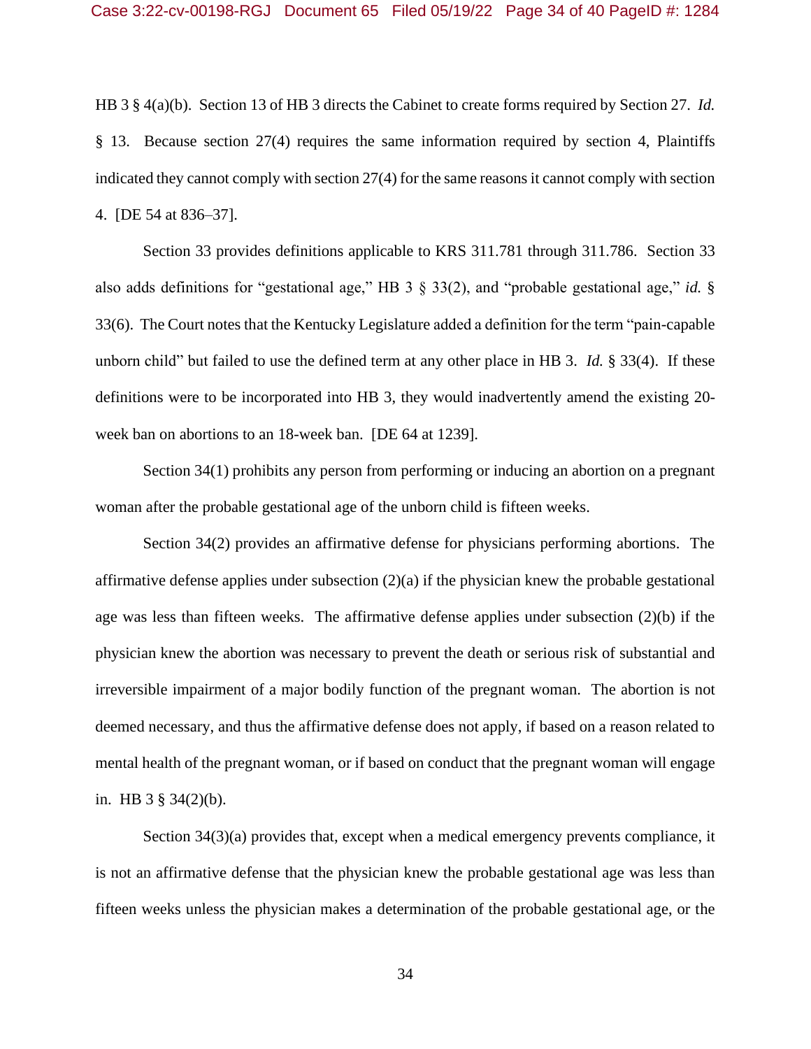HB 3 § 4(a)(b). Section 13 of HB 3 directs the Cabinet to create forms required by Section 27. *Id.* § 13. Because section 27(4) requires the same information required by section 4, Plaintiffs indicated they cannot comply with section 27(4) for the same reasons it cannot comply with section 4. [DE 54 at 836–37].

Section 33 provides definitions applicable to KRS 311.781 through 311.786. Section 33 also adds definitions for "gestational age," HB 3 § 33(2), and "probable gestational age," *id.* § 33(6). The Court notes that the Kentucky Legislature added a definition for the term "pain-capable unborn child" but failed to use the defined term at any other place in HB 3. *Id.* § 33(4). If these definitions were to be incorporated into HB 3, they would inadvertently amend the existing 20-week ban on abortions to an 18-week ban. [DE 64 at 1239].

Section 34(1) prohibits any person from performing or inducing an abortion on a pregnant woman after the probable gestational age of the unborn child is fifteen weeks.

Section 34(2) provides an affirmative defense for physicians performing abortions. The affirmative defense applies under subsection (2)(a) if the physician knew the probable gestational age was less than fifteen weeks. The affirmative defense applies under subsection (2)(b) if the physician knew the abortion was necessary to prevent the death or serious risk of substantial and irreversible impairment of a major bodily function of the pregnant woman. The abortion is not deemed necessary, and thus the affirmative defense does not apply, if based on a reason related to mental health of the pregnant woman, or if based on conduct that the pregnant woman will engage in. HB 3 § 34(2)(b).

Section 34(3)(a) provides that, except when a medical emergency prevents compliance, it is not an affirmative defense that the physician knew the probable gestational age was less than fifteen weeks unless the physician makes a determination of the probable gestational age, or the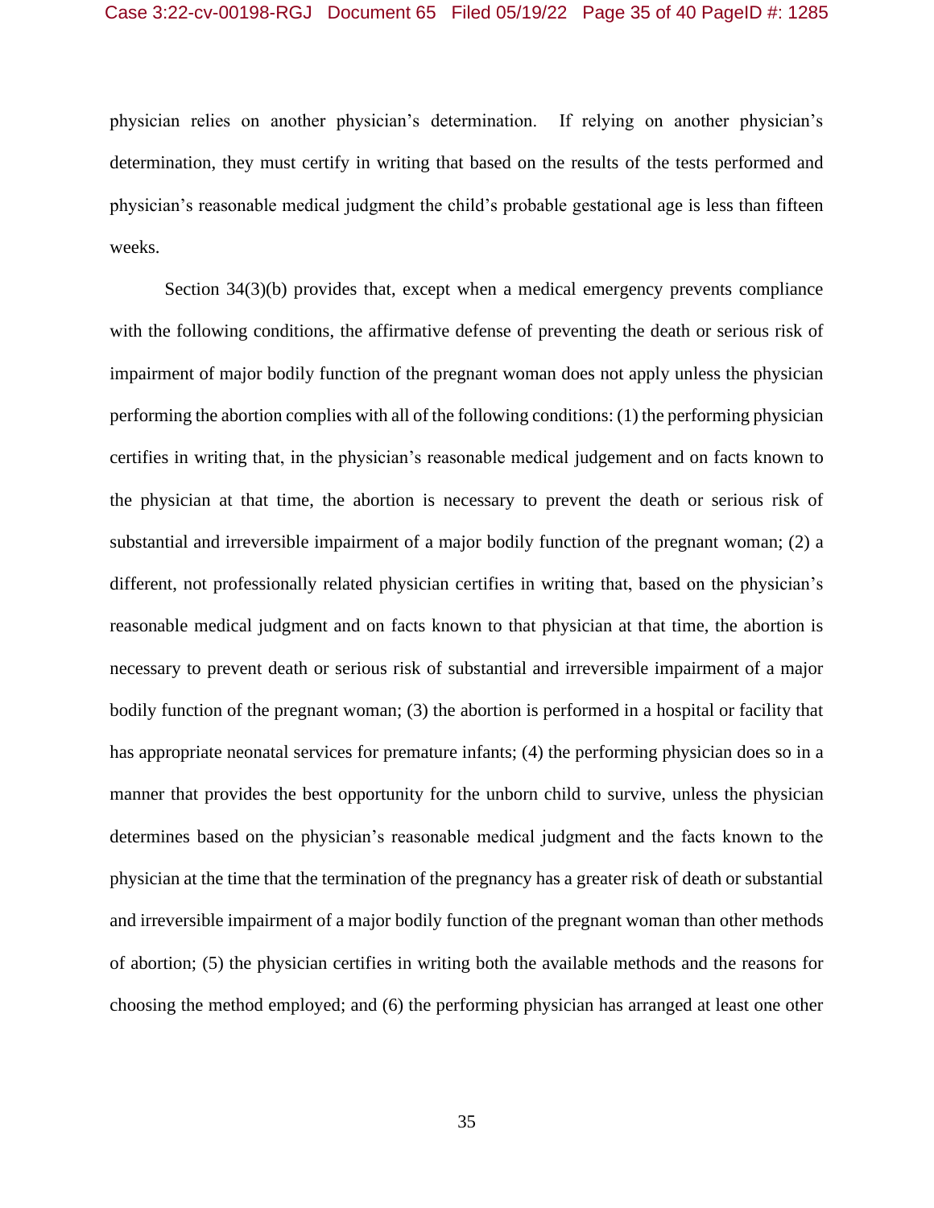physician relies on another physician's determination. If relying on another physician's determination, they must certify in writing that based on the results of the tests performed and physician's reasonable medical judgment the child's probable gestational age is less than fifteen weeks.

Section 34(3)(b) provides that, except when a medical emergency prevents compliance with the following conditions, the affirmative defense of preventing the death or serious risk of impairment of major bodily function of the pregnant woman does not apply unless the physician performing the abortion complies with all of the following conditions: (1) the performing physician certifies in writing that, in the physician's reasonable medical judgement and on facts known to the physician at that time, the abortion is necessary to prevent the death or serious risk of substantial and irreversible impairment of a major bodily function of the pregnant woman; (2) a different, not professionally related physician certifies in writing that, based on the physician's reasonable medical judgment and on facts known to that physician at that time, the abortion is necessary to prevent death or serious risk of substantial and irreversible impairment of a major bodily function of the pregnant woman; (3) the abortion is performed in a hospital or facility that has appropriate neonatal services for premature infants; (4) the performing physician does so in a manner that provides the best opportunity for the unborn child to survive, unless the physician determines based on the physician's reasonable medical judgment and the facts known to the physician at the time that the termination of the pregnancy has a greater risk of death or substantial and irreversible impairment of a major bodily function of the pregnant woman than other methods of abortion; (5) the physician certifies in writing both the available methods and the reasons for choosing the method employed; and (6) the performing physician has arranged at least one other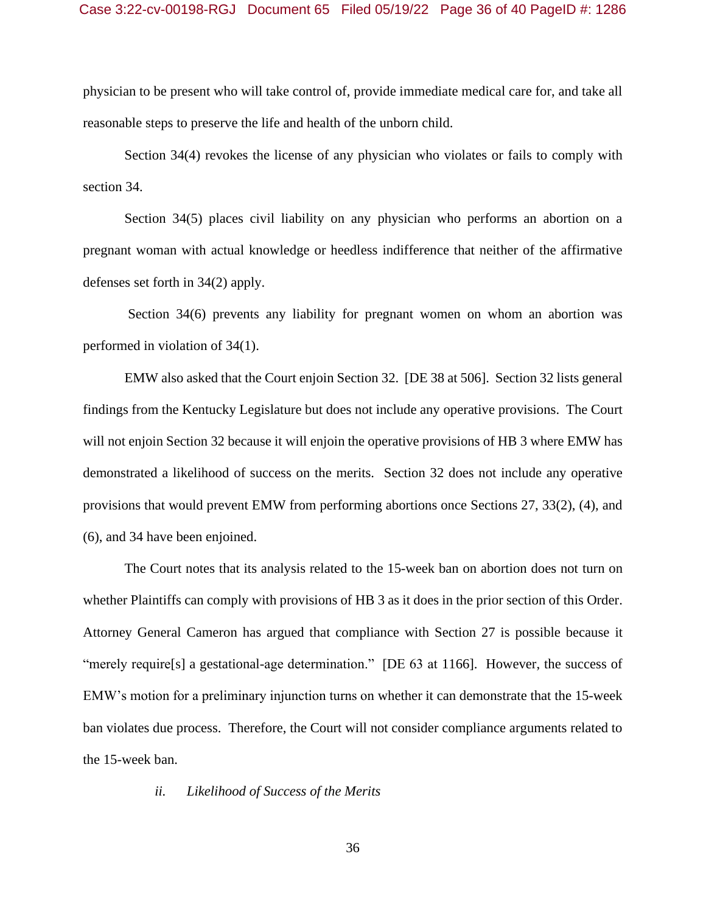physician to be present who will take control of, provide immediate medical care for, and take all reasonable steps to preserve the life and health of the unborn child.

Section 34(4) revokes the license of any physician who violates or fails to comply with section 34.

Section 34(5) places civil liability on any physician who performs an abortion on a pregnant woman with actual knowledge or heedless indifference that neither of the affirmative defenses set forth in 34(2) apply.

Section 34(6) prevents any liability for pregnant women on whom an abortion was performed in violation of 34(1).

EMW also asked that the Court enjoin Section 32. [DE 38 at 506]. Section 32 lists general findings from the Kentucky Legislature but does not include any operative provisions. The Court will not enjoin Section 32 because it will enjoin the operative provisions of HB 3 where EMW has demonstrated a likelihood of success on the merits. Section 32 does not include any operative provisions that would prevent EMW from performing abortions once Sections 27, 33(2), (4), and (6), and 34 have been enjoined.

The Court notes that its analysis related to the 15-week ban on abortion does not turn on whether Plaintiffs can comply with provisions of HB 3 as it does in the prior section of this Order. Attorney General Cameron has argued that compliance with Section 27 is possible because it "merely require[s] a gestational-age determination." [DE 63 at 1166]. However, the success of EMW's motion for a preliminary injunction turns on whether it can demonstrate that the 15-week ban violates due process. Therefore, the Court will not consider compliance arguments related to the 15-week ban.

*ii. Likelihood of Success of the Merits*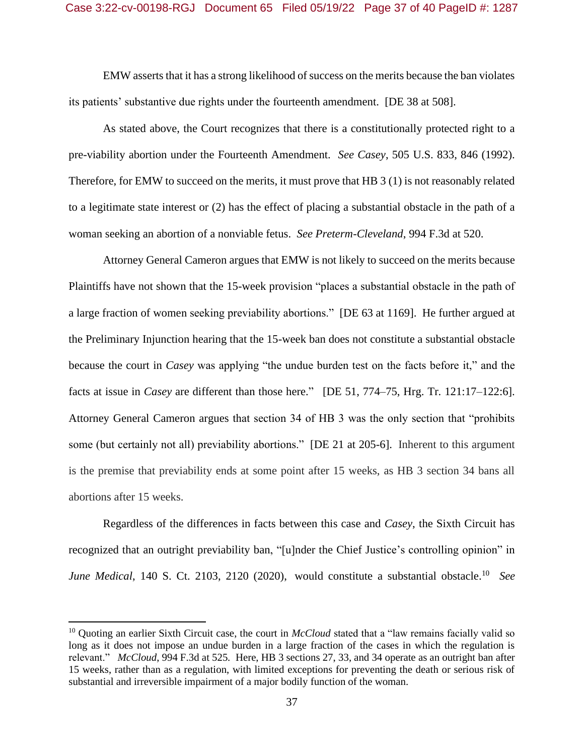EMW asserts that it has a strong likelihood of success on the merits because the ban violates its patients' substantive due rights under the fourteenth amendment. [DE 38 at 508].

As stated above, the Court recognizes that there is a constitutionally protected right to a pre-viability abortion under the Fourteenth Amendment. *See Casey*, 505 U.S. 833, 846 (1992). Therefore, for EMW to succeed on the merits, it must prove that HB 3 (1) is not reasonably related to a legitimate state interest or (2) has the effect of placing a substantial obstacle in the path of a woman seeking an abortion of a nonviable fetus. *See Preterm-Cleveland*, 994 F.3d at 520.

Attorney General Cameron argues that EMW is not likely to succeed on the merits because Plaintiffs have not shown that the 15-week provision "places a substantial obstacle in the path of a large fraction of women seeking previability abortions." [DE 63 at 1169]. He further argued at the Preliminary Injunction hearing that the 15-week ban does not constitute a substantial obstacle because the court in *Casey* was applying "the undue burden test on the facts before it," and the facts at issue in *Casey* are different than those here." [DE 51, 774–75, Hrg. Tr. 121:17–122:6]. Attorney General Cameron argues that section 34 of HB 3 was the only section that "prohibits some (but certainly not all) previability abortions." [DE 21 at 205-6]. Inherent to this argument is the premise that previability ends at some point after 15 weeks, as HB 3 section 34 bans all abortions after 15 weeks.

Regardless of the differences in facts between this case and *Casey*, the Sixth Circuit has recognized that an outright previability ban, "[u]nder the Chief Justice's controlling opinion" in *June Medical*, 140 S. Ct. 2103, 2120 (2020), would constitute a substantial obstacle.[10] *See*

[10] Quoting an earlier Sixth Circuit case, the court in *McCloud* stated that a "law remains facially valid so long as it does not impose an undue burden in a large fraction of the cases in which the regulation is relevant." *McCloud*, 994 F.3d at 525. Here, HB 3 sections 27, 33, and 34 operate as an outright ban after 15 weeks, rather than as a regulation, with limited exceptions for preventing the death or serious risk of substantial and irreversible impairment of a major bodily function of the woman.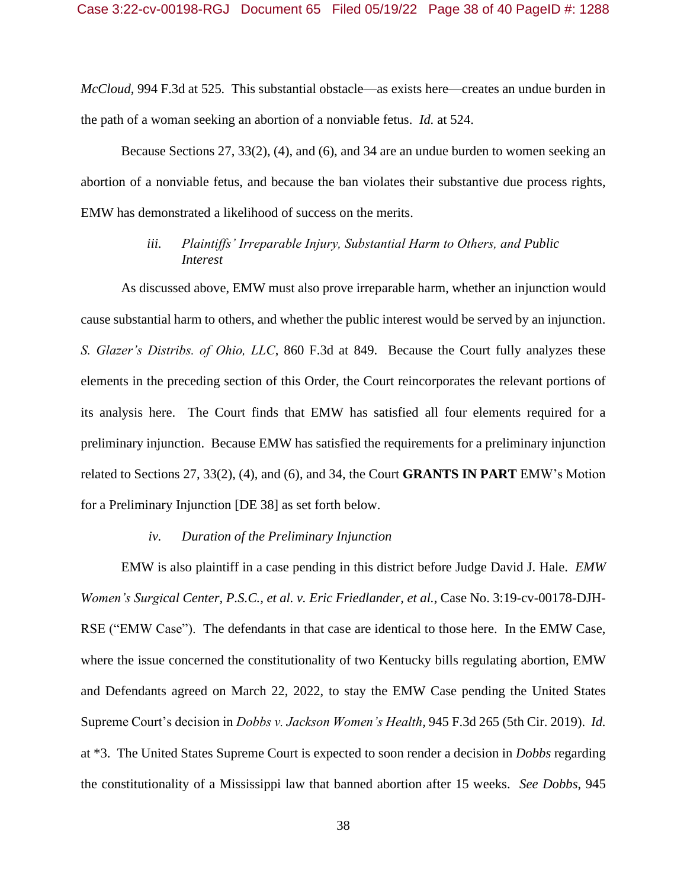*McCloud*, 994 F.3d at 525. This substantial obstacle—as exists here—creates an undue burden in the path of a woman seeking an abortion of a nonviable fetus. *Id.* at 524.

Because Sections 27, 33(2), (4), and (6), and 34 are an undue burden to women seeking an abortion of a nonviable fetus, and because the ban violates their substantive due process rights, EMW has demonstrated a likelihood of success on the merits.

*iii. Plaintiffs' Irreparable Injury, Substantial Harm to Others, and Public Interest*

As discussed above, EMW must also prove irreparable harm, whether an injunction would cause substantial harm to others, and whether the public interest would be served by an injunction. *S. Glazer's Distribs. of Ohio, LLC*, 860 F.3d at 849. Because the Court fully analyzes these elements in the preceding section of this Order, the Court reincorporates the relevant portions of its analysis here. The Court finds that EMW has satisfied all four elements required for a preliminary injunction. Because EMW has satisfied the requirements for a preliminary injunction related to Sections 27, 33(2), (4), and (6), and 34, the Court **GRANTS IN PART** EMW's Motion for a Preliminary Injunction [DE 38] as set forth below.

*iv. Duration of the Preliminary Injunction*

EMW is also plaintiff in a case pending in this district before Judge David J. Hale. *EMW Women's Surgical Center, P.S.C., et al. v. Eric Friedlander, et al.*, Case No. 3:19-cv-00178-DJH-RSE ("EMW Case"). The defendants in that case are identical to those here. In the EMW Case, where the issue concerned the constitutionality of two Kentucky bills regulating abortion, EMW and Defendants agreed on March 22, 2022, to stay the EMW Case pending the United States Supreme Court's decision in *Dobbs v. Jackson Women's Health*, 945 F.3d 265 (5th Cir. 2019). *Id.* at *3. The United States Supreme Court is expected to soon render a decision in *Dobbs* regarding the constitutionality of a Mississippi law that banned abortion after 15 weeks. *See Dobbs*, 945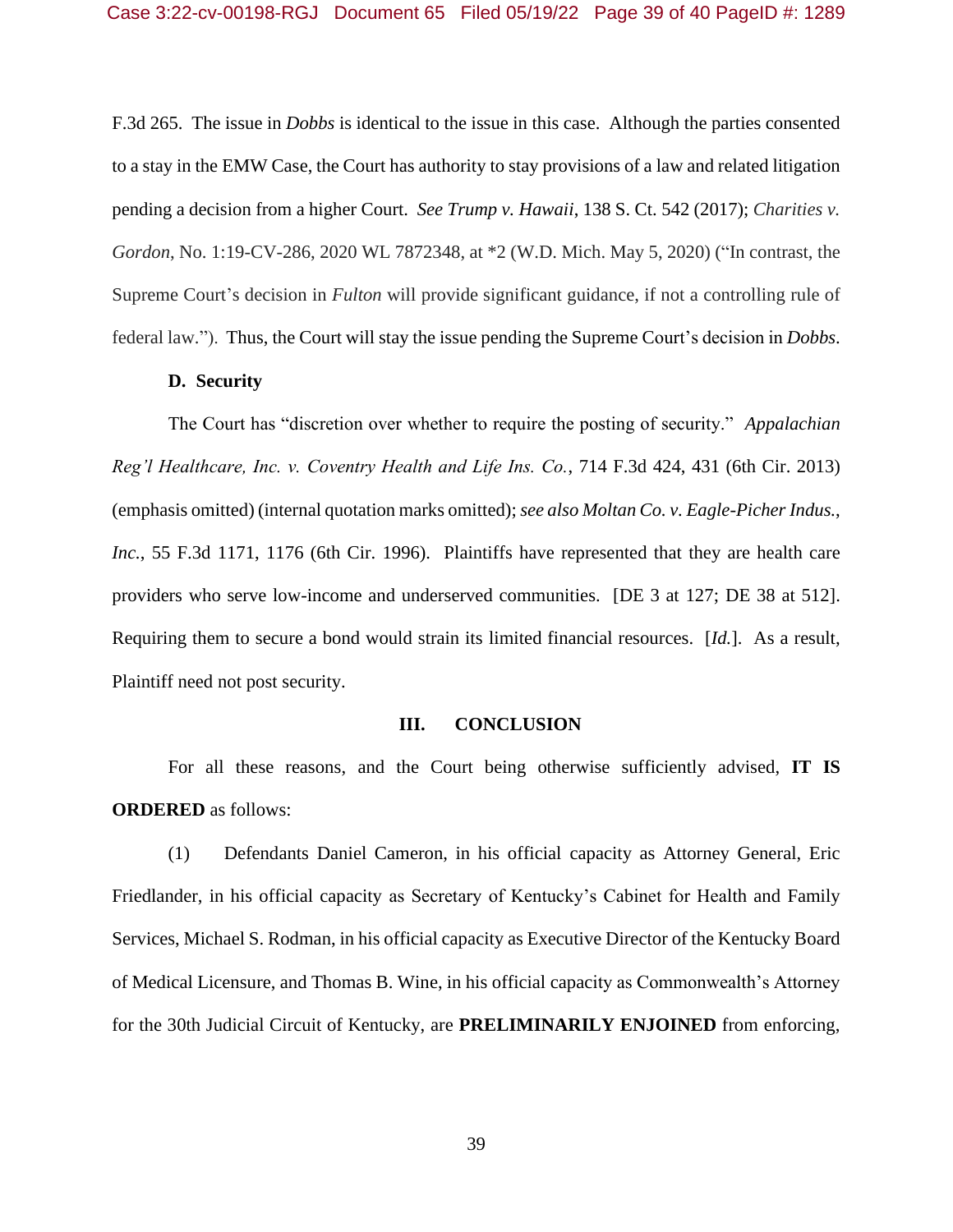F.3d 265. The issue in *Dobbs* is identical to the issue in this case. Although the parties consented to a stay in the EMW Case, the Court has authority to stay provisions of a law and related litigation pending a decision from a higher Court. *See Trump v. Hawaii*, 138 S. Ct. 542 (2017); *Charities v. Gordon*, No. 1:19-CV-286, 2020 WL 7872348, at *2 (W.D. Mich. May 5, 2020) ("In contrast, the Supreme Court's decision in *Fulton* will provide significant guidance, if not a controlling rule of federal law."). Thus, the Court will stay the issue pending the Supreme Court's decision in *Dobbs*.

**D. Security**

The Court has "discretion over whether to require the posting of security." *Appalachian Reg'l Healthcare, Inc. v. Coventry Health and Life Ins. Co.*, 714 F.3d 424, 431 (6th Cir. 2013) (emphasis omitted) (internal quotation marks omitted); *see also Moltan Co. v. Eagle-Picher Indus., Inc.*, 55 F.3d 1171, 1176 (6th Cir. 1996). Plaintiffs have represented that they are health care providers who serve low-income and underserved communities. [DE 3 at 127; DE 38 at 512]. Requiring them to secure a bond would strain its limited financial resources. [*Id.*]. As a result, Plaintiff need not post security.

## III. CONCLUSION

For all these reasons, and the Court being otherwise sufficiently advised, **IT IS ORDERED** as follows:

(1) Defendants Daniel Cameron, in his official capacity as Attorney General, Eric Friedlander, in his official capacity as Secretary of Kentucky's Cabinet for Health and Family Services, Michael S. Rodman, in his official capacity as Executive Director of the Kentucky Board of Medical Licensure, and Thomas B. Wine, in his official capacity as Commonwealth's Attorney for the 30th Judicial Circuit of Kentucky, are **PRELIMINARILY ENJOINED** from enforcing,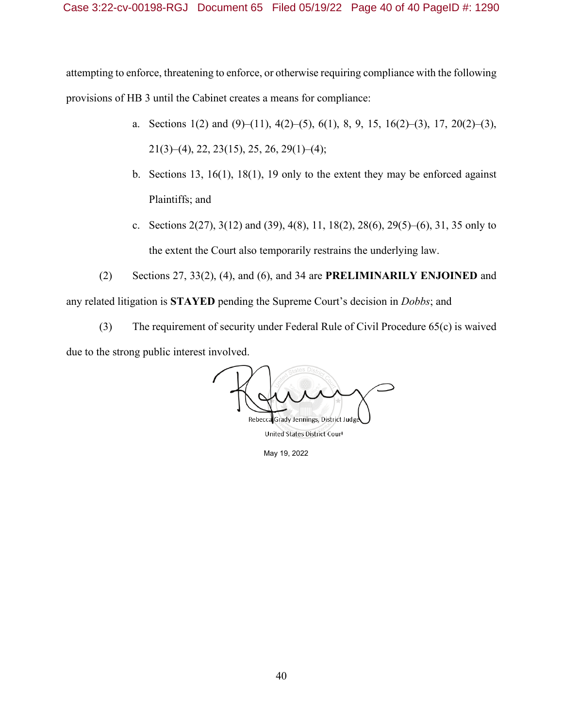attempting to enforce, threatening to enforce, or otherwise requiring compliance with the following provisions of HB 3 until the Cabinet creates a means for compliance:

a. Sections 1(2) and (9)–(11), 4(2)–(5), 6(1), 8, 9, 15, 16(2)–(3), 17, 20(2)–(3), 21(3)–(4), 22, 23(15), 25, 26, 29(1)–(4);

b. Sections 13, 16(1), 18(1), 19 only to the extent they may be enforced against Plaintiffs; and

c. Sections 2(27), 3(12) and (39), 4(8), 11, 18(2), 28(6), 29(5)–(6), 31, 35 only to the extent the Court also temporarily restrains the underlying law.

(2) Sections 27, 33(2), (4), and (6), and 34 are **PRELIMINARILY ENJOINED** and any related litigation is **STAYED** pending the Supreme Court's decision in *Dobbs*; and

(3) The requirement of security under Federal Rule of Civil Procedure 65(c) is waived due to the strong public interest involved.

Rebecca Grady Jennings, District Judge
United States District Court

May 19, 2022